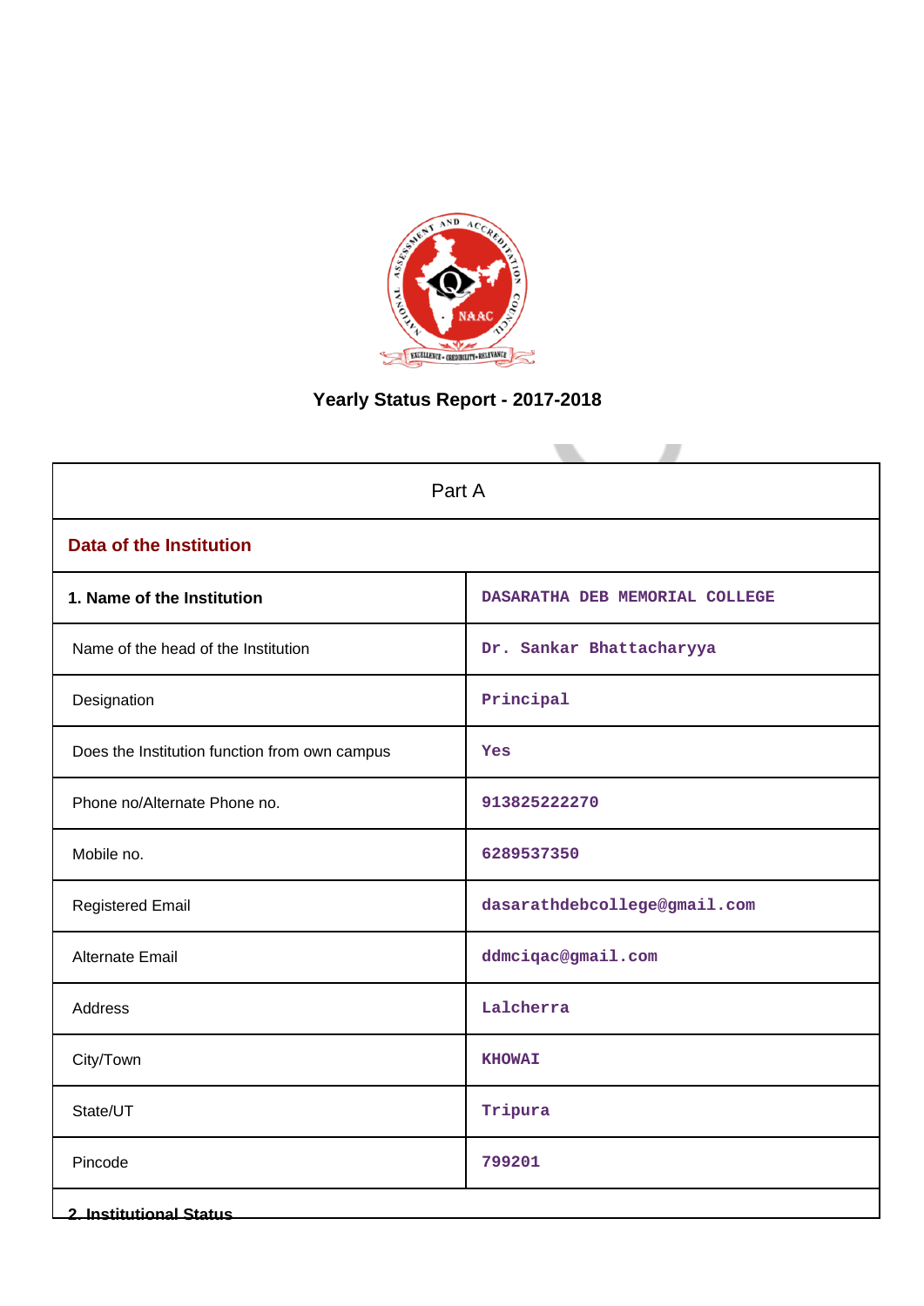# Yearly Status Report - 2017-2018

| Part A | |
|---|---|
| **Data of the Institution** | |
| **1. Name of the Institution** | DASARATHA DEB MEMORIAL COLLEGE |
| Name of the head of the Institution | Dr. Sankar Bhattacharyya |
| Designation | Principal |
| Does the Institution function from own campus | Yes |
| Phone no/Alternate Phone no. | 913825222270 |
| Mobile no. | 6289537350 |
| Registered Email | dasarathdebcollege@gmail.com |
| Alternate Email | ddmciqac@gmail.com |
| Address | Lalcherra |
| City/Town | KHOWAI |
| State/UT | Tripura |
| Pincode | 799201 |

**2. Institutional Status**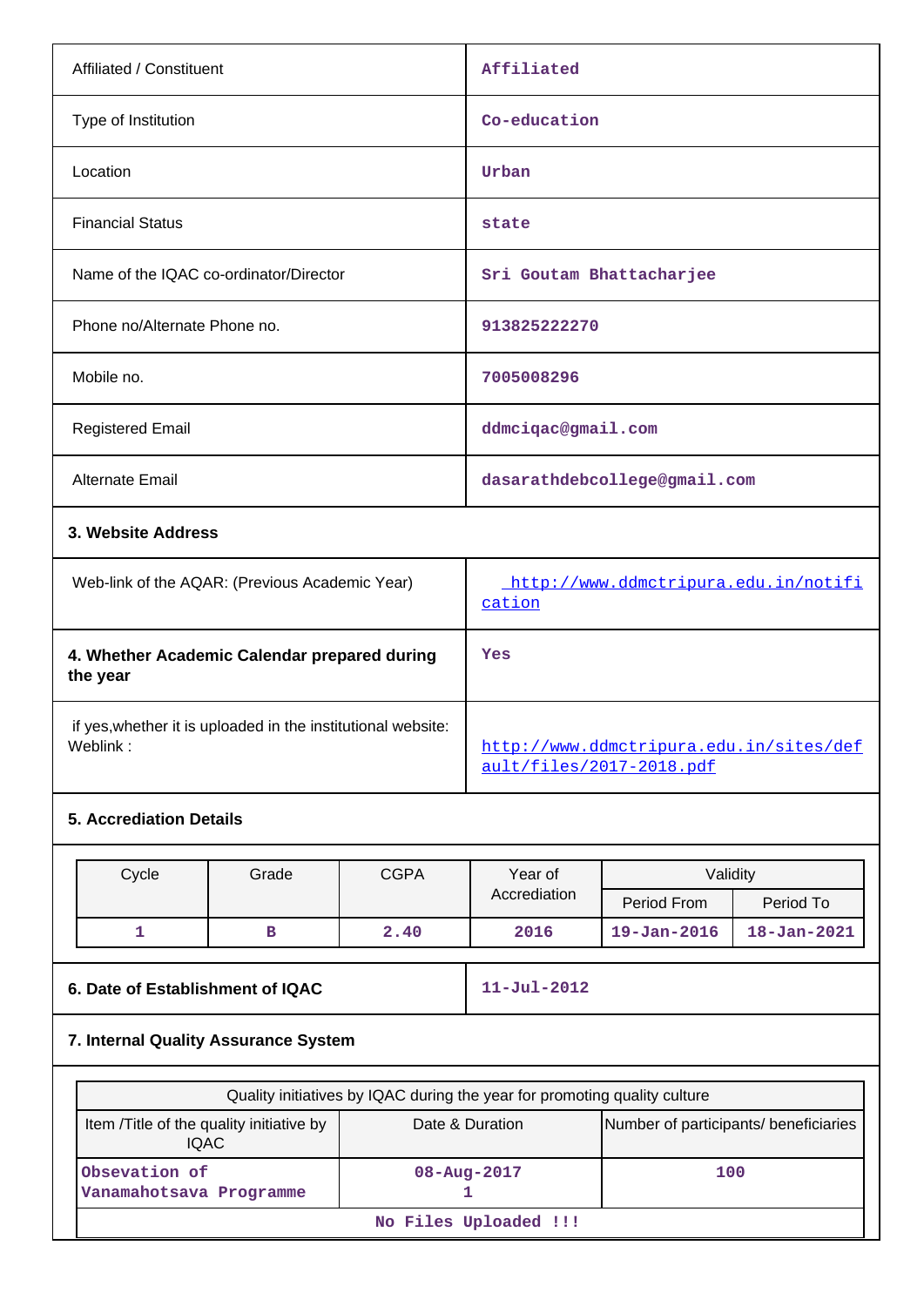| | |
|---|---|
| Affiliated / Constituent | Affiliated |
| Type of Institution | Co-education |
| Location | Urban |
| Financial Status | state |
| Name of the IQAC co-ordinator/Director | Sri Goutam Bhattacharjee |
| Phone no/Alternate Phone no. | 913825222270 |
| Mobile no. | 7005008296 |
| Registered Email | ddmciqac@gmail.com |
| Alternate Email | dasarathdebcollege@gmail.com |

**3. Website Address**

| | |
|---|---|
| Web-link of the AQAR: (Previous Academic Year) | http://www.ddmctripura.edu.in/notification |

| | |
|---|---|
| **4. Whether Academic Calendar prepared during the year** | Yes |
| if yes,whether it is uploaded in the institutional website: Weblink : | http://www.ddmctripura.edu.in/sites/default/files/2017-2018.pdf |

**5. Accrediation Details**

| Cycle | Grade | CGPA | Year of Accrediation | Validity | |
|---|---|---|---|---|---|
| | | | | Period From | Period To |
| 1 | B | 2.40 | 2016 | 19-Jan-2016 | 18-Jan-2021 |

| | |
|---|---|
| **6. Date of Establishment of IQAC** | 11-Jul-2012 |

**7. Internal Quality Assurance System**

| Quality initiatives by IQAC during the year for promoting quality culture | | |
|---|---|---|
| Item /Title of the quality initiative by IQAC | Date & Duration | Number of participants/ beneficiaries |
| Obsevation of Vanamahotsava Programme | 08-Aug-2017 1 | 100 |
| No Files Uploaded !!! | | |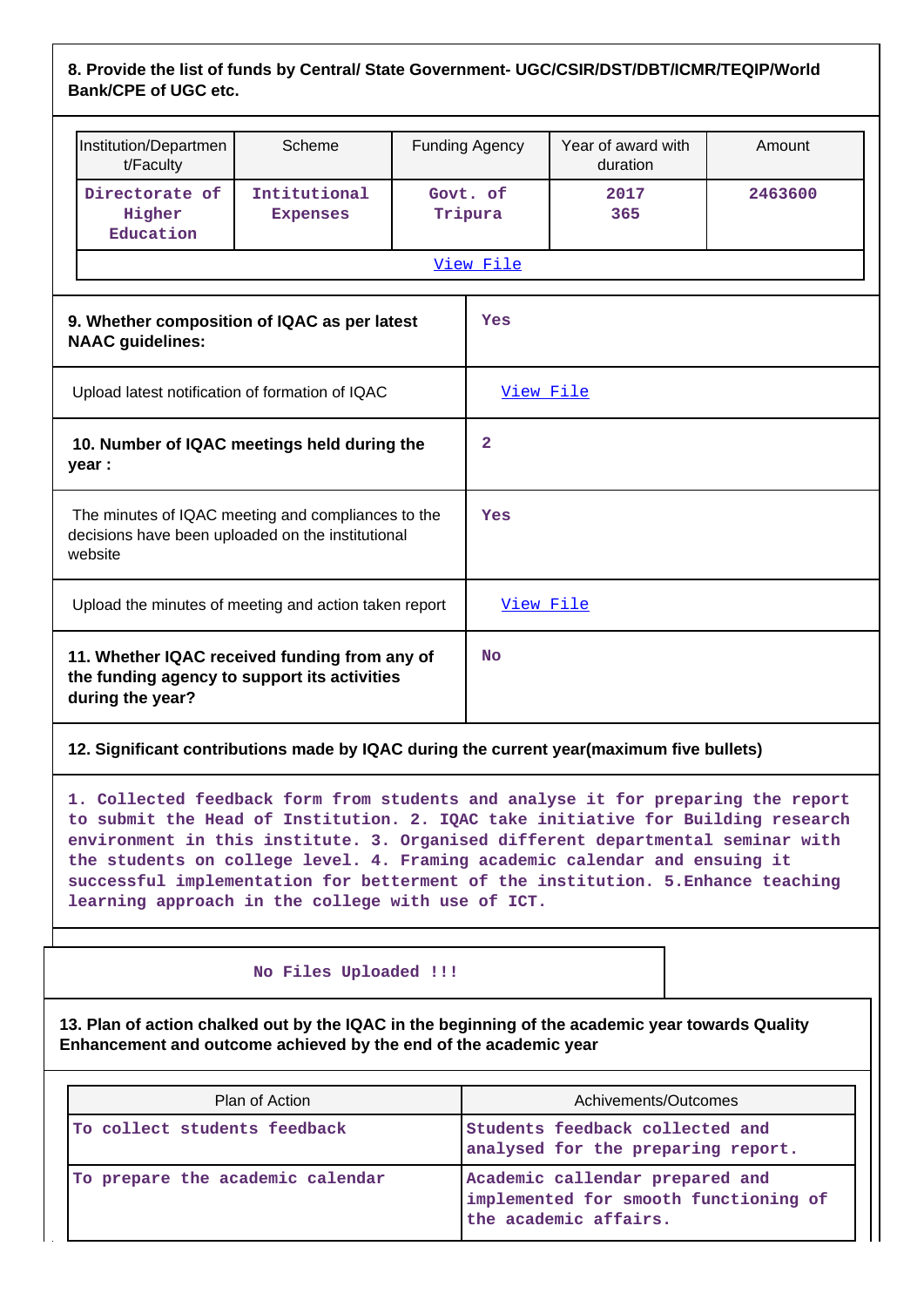**8. Provide the list of funds by Central/ State Government- UGC/CSIR/DST/DBT/ICMR/TEQIP/World Bank/CPE of UGC etc.**

| Institution/Department/Faculty | Scheme | Funding Agency | Year of award with duration | Amount |
|---|---|---|---|---|
| Directorate of Higher Education | Intitutional Expenses | Govt. of Tripura | 2017 365 | 2463600 |

View File

| | |
|---|---|
| **9. Whether composition of IQAC as per latest NAAC guidelines:** | Yes |
| Upload latest notification of formation of IQAC | View File |
| **10. Number of IQAC meetings held during the year :** | 2 |
| The minutes of IQAC meeting and compliances to the decisions have been uploaded on the institutional website | Yes |
| Upload the minutes of meeting and action taken report | View File |
| **11. Whether IQAC received funding from any of the funding agency to support its activities during the year?** | No |

**12. Significant contributions made by IQAC during the current year(maximum five bullets)**

1. Collected feedback form from students and analyse it for preparing the report to submit the Head of Institution. 2. IQAC take initiative for Building research environment in this institute. 3. Organised different departmental seminar with the students on college level. 4. Framing academic calendar and ensuing it successful implementation for betterment of the institution. 5.Enhance teaching learning approach in the college with use of ICT.

No Files Uploaded !!!

**13. Plan of action chalked out by the IQAC in the beginning of the academic year towards Quality Enhancement and outcome achieved by the end of the academic year**

| Plan of Action | Achivements/Outcomes |
|---|---|
| To collect students feedback | Students feedback collected and analysed for the preparing report. |
| To prepare the academic calendar | Academic callendar prepared and implemented for smooth functioning of the academic affairs. |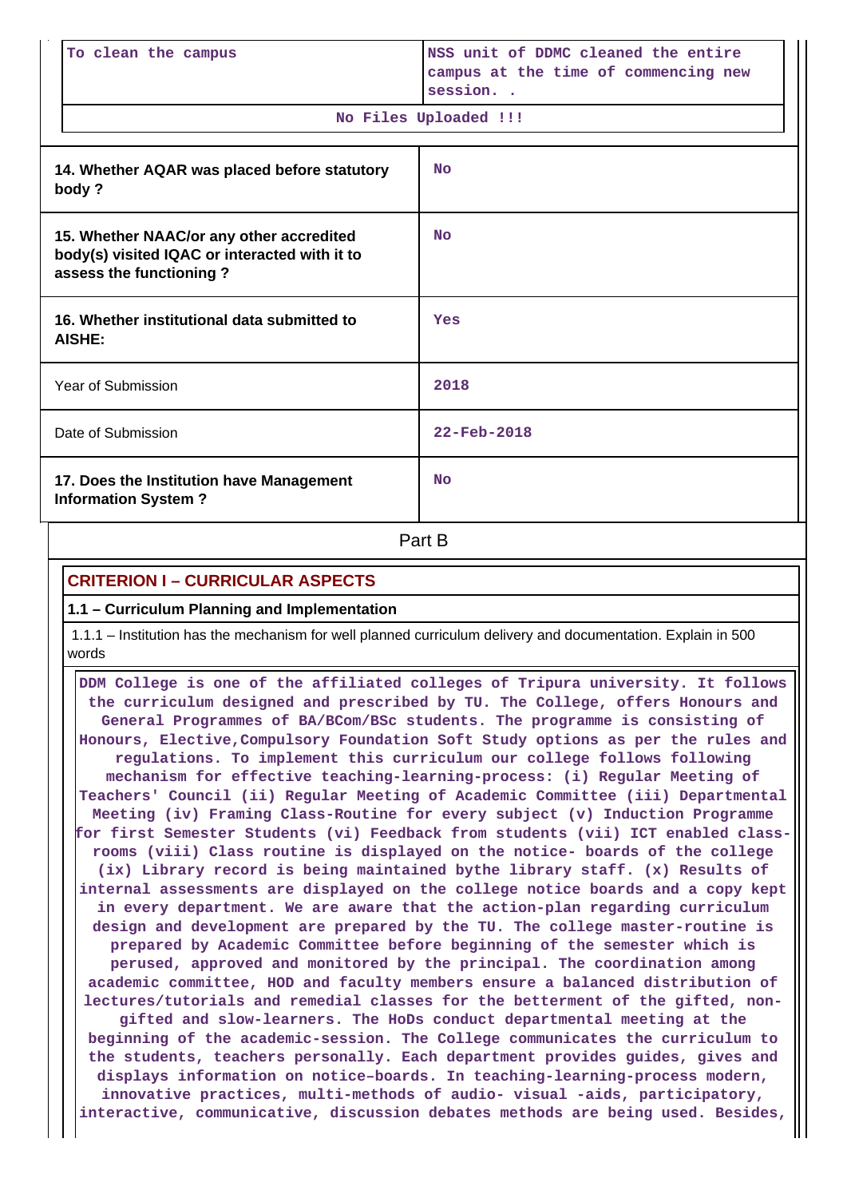| To clean the campus | NSS unit of DDMC cleaned the entire campus at the time of commencing new session. . |
|---|---|
| No Files Uploaded !!! | |

| | |
|---|---|
| 14. Whether AQAR was placed before statutory body ? | No |
| 15. Whether NAAC/or any other accredited body(s) visited IQAC or interacted with it to assess the functioning ? | No |
| 16. Whether institutional data submitted to AISHE: | Yes |
| Year of Submission | 2018 |
| Date of Submission | 22-Feb-2018 |
| 17. Does the Institution have Management Information System ? | No |

## Part B

### CRITERION I – CURRICULAR ASPECTS

#### 1.1 – Curriculum Planning and Implementation

1.1.1 – Institution has the mechanism for well planned curriculum delivery and documentation. Explain in 500 words

DDM College is one of the affiliated colleges of Tripura university. It follows the curriculum designed and prescribed by TU. The College, offers Honours and General Programmes of BA/BCom/BSc students. The programme is consisting of Honours, Elective,Compulsory Foundation Soft Study options as per the rules and regulations. To implement this curriculum our college follows following mechanism for effective teaching-learning-process: (i) Regular Meeting of Teachers' Council (ii) Regular Meeting of Academic Committee (iii) Departmental Meeting (iv) Framing Class-Routine for every subject (v) Induction Programme for first Semester Students (vi) Feedback from students (vii) ICT enabled class-rooms (viii) Class routine is displayed on the notice- boards of the college (ix) Library record is being maintained bythe library staff. (x) Results of internal assessments are displayed on the college notice boards and a copy kept in every department. We are aware that the action-plan regarding curriculum design and development are prepared by the TU. The college master-routine is prepared by Academic Committee before beginning of the semester which is perused, approved and monitored by the principal. The coordination among academic committee, HOD and faculty members ensure a balanced distribution of lectures/tutorials and remedial classes for the betterment of the gifted, non-gifted and slow-learners. The HoDs conduct departmental meeting at the beginning of the academic-session. The College communicates the curriculum to the students, teachers personally. Each department provides guides, gives and displays information on notice-boards. In teaching-learning-process modern, innovative practices, multi-methods of audio- visual -aids, participatory, interactive, communicative, discussion debates methods are being used. Besides,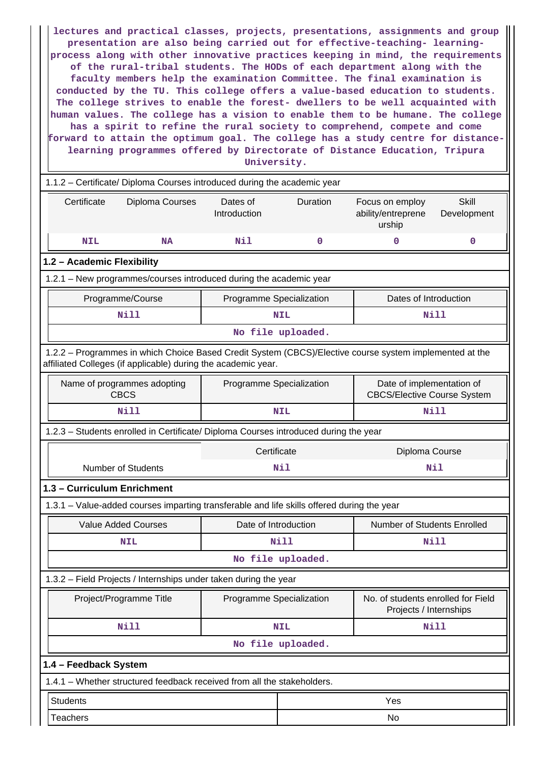lectures and practical classes, projects, presentations, assignments and group presentation are also being carried out for effective-teaching- learning-process along with other innovative practices keeping in mind, the requirements of the rural-tribal students. The HODs of each department along with the faculty members help the examination Committee. The final examination is conducted by the TU. This college offers a value-based education to students. The college strives to enable the forest- dwellers to be well acquainted with human values. The college has a vision to enable them to be humane. The college has a spirit to refine the rural society to comprehend, compete and come forward to attain the optimum goal. The college has a study centre for distance-learning programmes offered by Directorate of Distance Education, Tripura University.

1.1.2 – Certificate/ Diploma Courses introduced during the academic year

| Certificate | Diploma Courses | Dates of Introduction | Duration | Focus on employ ability/entreprene urship | Skill Development |
|---|---|---|---|---|---|
| NIL | NA | Nil | 0 | 0 | 0 |

**1.2 – Academic Flexibility**

1.2.1 – New programmes/courses introduced during the academic year

| Programme/Course | Programme Specialization | Dates of Introduction |
|---|---|---|
| Nill | NIL | Nill |
| No file uploaded. | | |

1.2.2 – Programmes in which Choice Based Credit System (CBCS)/Elective course system implemented at the affiliated Colleges (if applicable) during the academic year.

| Name of programmes adopting CBCS | Programme Specialization | Date of implementation of CBCS/Elective Course System |
|---|---|---|
| Nill | NIL | Nill |

1.2.3 – Students enrolled in Certificate/ Diploma Courses introduced during the year

| | Certificate | Diploma Course |
|---|---|---|
| Number of Students | Nil | Nil |

**1.3 – Curriculum Enrichment**

1.3.1 – Value-added courses imparting transferable and life skills offered during the year

| Value Added Courses | Date of Introduction | Number of Students Enrolled |
|---|---|---|
| NIL | Nill | Nill |
| No file uploaded. | | |

1.3.2 – Field Projects / Internships under taken during the year

| Project/Programme Title | Programme Specialization | No. of students enrolled for Field Projects / Internships |
|---|---|---|
| Nill | NIL | Nill |
| No file uploaded. | | |

**1.4 – Feedback System**

1.4.1 – Whether structured feedback received from all the stakeholders.

| | |
|---|---|
| Students | Yes |
| Teachers | No |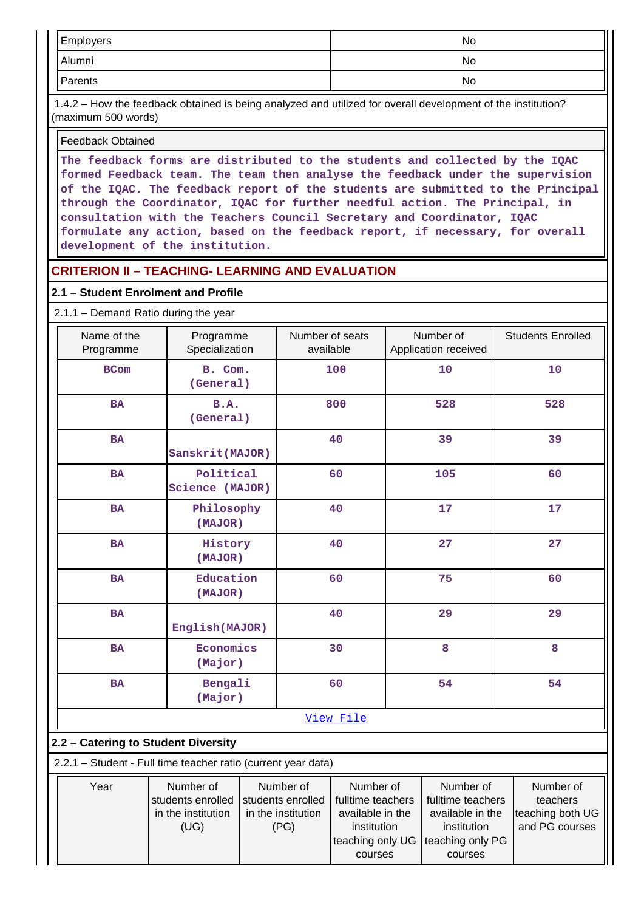| Employers | No |
|---|---|
| Alumni | No |
| Parents | No |

1.4.2 – How the feedback obtained is being analyzed and utilized for overall development of the institution? (maximum 500 words)

| Feedback Obtained |
|---|
| The feedback forms are distributed to the students and collected by the IQAC formed Feedback team. The team then analyse the feedback under the supervision of the IQAC. The feedback report of the students are submitted to the Principal through the Coordinator, IQAC for further needful action. The Principal, in consultation with the Teachers Council Secretary and Coordinator, IQAC formulate any action, based on the feedback report, if necessary, for overall development of the institution. |

## CRITERION II – TEACHING- LEARNING AND EVALUATION

### 2.1 – Student Enrolment and Profile

2.1.1 – Demand Ratio during the year

| Name of the Programme | Programme Specialization | Number of seats available | Number of Application received | Students Enrolled |
|---|---|---|---|---|
| BCom | B. Com. (General) | 100 | 10 | 10 |
| BA | B.A. (General) | 800 | 528 | 528 |
| BA | Sanskrit(MAJOR) | 40 | 39 | 39 |
| BA | Political Science (MAJOR) | 60 | 105 | 60 |
| BA | Philosophy (MAJOR) | 40 | 17 | 17 |
| BA | History (MAJOR) | 40 | 27 | 27 |
| BA | Education (MAJOR) | 60 | 75 | 60 |
| BA | English(MAJOR) | 40 | 29 | 29 |
| BA | Economics (Major) | 30 | 8 | 8 |
| BA | Bengali (Major) | 60 | 54 | 54 |

View File

### 2.2 – Catering to Student Diversity

2.2.1 – Student - Full time teacher ratio (current year data)

| Year | Number of students enrolled in the institution (UG) | Number of students enrolled in the institution (PG) | Number of fulltime teachers available in the institution teaching only UG courses | Number of fulltime teachers available in the institution teaching only PG courses | Number of teachers teaching both UG and PG courses |
|---|---|---|---|---|---|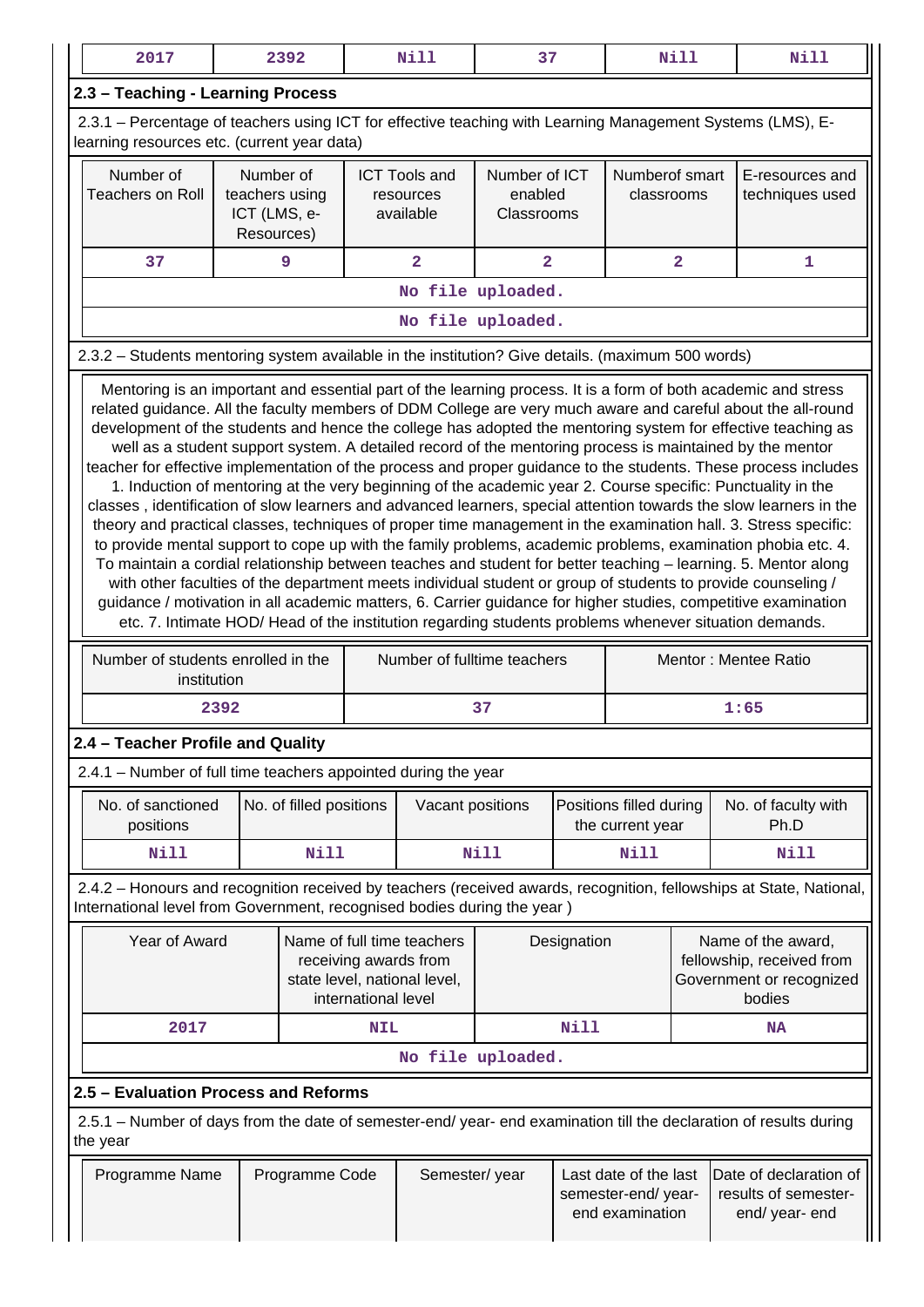| 2017 | 2392 | Nill | 37 | Nill | Nill |
|---|---|---|---|---|---|

## 2.3 – Teaching - Learning Process

2.3.1 – Percentage of teachers using ICT for effective teaching with Learning Management Systems (LMS), E-learning resources etc. (current year data)

| Number of Teachers on Roll | Number of teachers using ICT (LMS, e-Resources) | ICT Tools and resources available | Number of ICT enabled Classrooms | Numberof smart classrooms | E-resources and techniques used |
|---|---|---|---|---|---|
| 37 | 9 | 2 | 2 | 2 | 1 |
| No file uploaded. | | | | | |
| No file uploaded. | | | | | |

2.3.2 – Students mentoring system available in the institution? Give details. (maximum 500 words)

Mentoring is an important and essential part of the learning process. It is a form of both academic and stress related guidance. All the faculty members of DDM College are very much aware and careful about the all-round development of the students and hence the college has adopted the mentoring system for effective teaching as well as a student support system. A detailed record of the mentoring process is maintained by the mentor teacher for effective implementation of the process and proper guidance to the students. These process includes 1. Induction of mentoring at the very beginning of the academic year 2. Course specific: Punctuality in the classes , identification of slow learners and advanced learners, special attention towards the slow learners in the theory and practical classes, techniques of proper time management in the examination hall. 3. Stress specific: to provide mental support to cope up with the family problems, academic problems, examination phobia etc. 4. To maintain a cordial relationship between teaches and student for better teaching – learning. 5. Mentor along with other faculties of the department meets individual student or group of students to provide counseling / guidance / motivation in all academic matters, 6. Carrier guidance for higher studies, competitive examination etc. 7. Intimate HOD/ Head of the institution regarding students problems whenever situation demands.

| Number of students enrolled in the institution | Number of fulltime teachers | Mentor : Mentee Ratio |
|---|---|---|
| 2392 | 37 | 1:65 |

## 2.4 – Teacher Profile and Quality

2.4.1 – Number of full time teachers appointed during the year

| No. of sanctioned positions | No. of filled positions | Vacant positions | Positions filled during the current year | No. of faculty with Ph.D |
|---|---|---|---|---|
| Nill | Nill | Nill | Nill | Nill |

2.4.2 – Honours and recognition received by teachers (received awards, recognition, fellowships at State, National, International level from Government, recognised bodies during the year )

| Year of Award | Name of full time teachers receiving awards from state level, national level, international level | Designation | Name of the award, fellowship, received from Government or recognized bodies |
|---|---|---|---|
| 2017 | NIL | Nill | NA |
| No file uploaded. | | | |

## 2.5 – Evaluation Process and Reforms

2.5.1 – Number of days from the date of semester-end/ year- end examination till the declaration of results during the year

| Programme Name | Programme Code | Semester/ year | Last date of the last semester-end/ year-end examination | Date of declaration of results of semester-end/ year- end |
|---|---|---|---|---|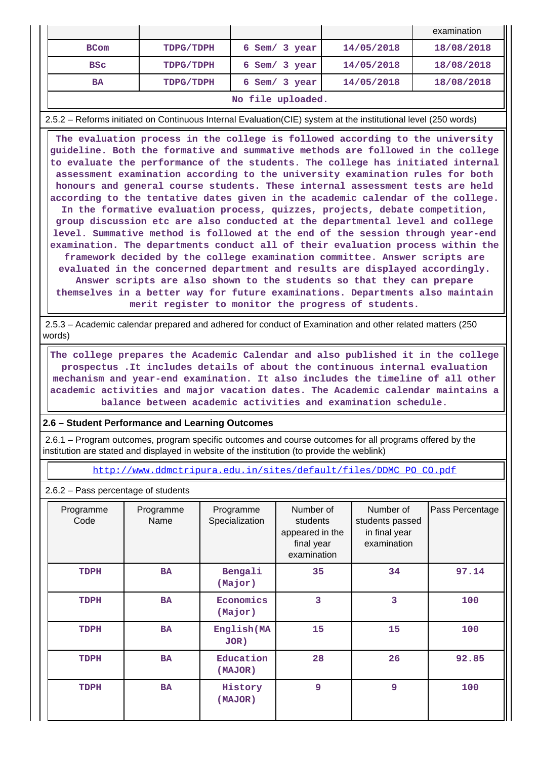| | | | | examination |
|---|---|---|---|---|
| BCom | TDPG/TDPH | 6 Sem/ 3 year | 14/05/2018 | 18/08/2018 |
| BSc | TDPG/TDPH | 6 Sem/ 3 year | 14/05/2018 | 18/08/2018 |
| BA | TDPG/TDPH | 6 Sem/ 3 year | 14/05/2018 | 18/08/2018 |

No file uploaded.

2.5.2 – Reforms initiated on Continuous Internal Evaluation(CIE) system at the institutional level (250 words)

The evaluation process in the college is followed according to the university guideline. Both the formative and summative methods are followed in the college to evaluate the performance of the students. The college has initiated internal assessment examination according to the university examination rules for both honours and general course students. These internal assessment tests are held according to the tentative dates given in the academic calendar of the college. In the formative evaluation process, quizzes, projects, debate competition, group discussion etc are also conducted at the departmental level and college level. Summative method is followed at the end of the session through year-end examination. The departments conduct all of their evaluation process within the framework decided by the college examination committee. Answer scripts are evaluated in the concerned department and results are displayed accordingly. Answer scripts are also shown to the students so that they can prepare themselves in a better way for future examinations. Departments also maintain merit register to monitor the progress of students.

2.5.3 – Academic calendar prepared and adhered for conduct of Examination and other related matters (250 words)

The college prepares the Academic Calendar and also published it in the college prospectus .It includes details of about the continuous internal evaluation mechanism and year-end examination. It also includes the timeline of all other academic activities and major vacation dates. The Academic calendar maintains a balance between academic activities and examination schedule.

**2.6 – Student Performance and Learning Outcomes**

2.6.1 – Program outcomes, program specific outcomes and course outcomes for all programs offered by the institution are stated and displayed in website of the institution (to provide the weblink)

http://www.ddmctripura.edu.in/sites/default/files/DDMC_PO_CO.pdf

2.6.2 – Pass percentage of students

| Programme Code | Programme Name | Programme Specialization | Number of students appeared in the final year examination | Number of students passed in final year examination | Pass Percentage |
|---|---|---|---|---|---|
| TDPH | BA | Bengali (Major) | 35 | 34 | 97.14 |
| TDPH | BA | Economics (Major) | 3 | 3 | 100 |
| TDPH | BA | English(MAJOR) | 15 | 15 | 100 |
| TDPH | BA | Education (MAJOR) | 28 | 26 | 92.85 |
| TDPH | BA | History (MAJOR) | 9 | 9 | 100 |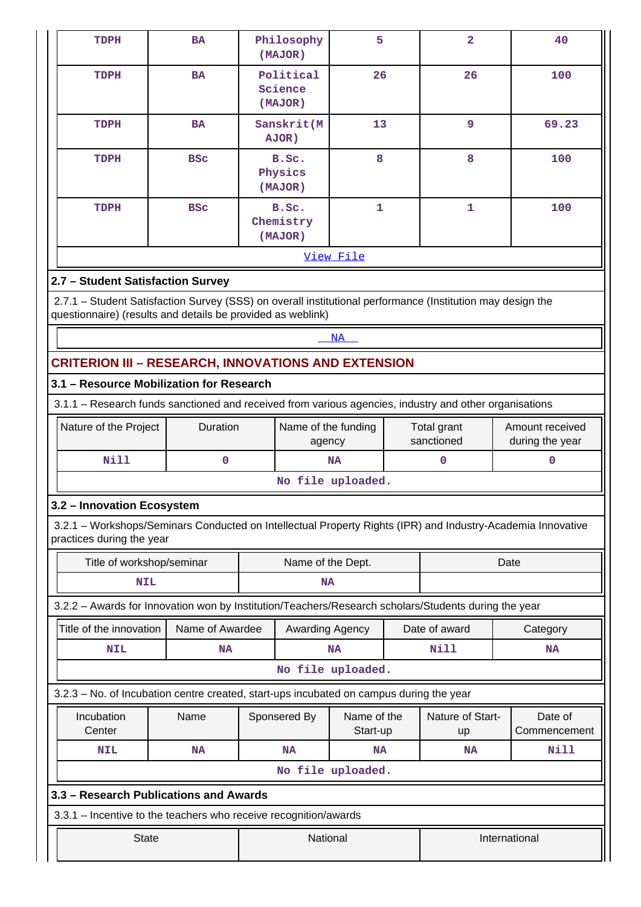| TDPH | BA | Philosophy (MAJOR) | 5 | 2 | 40 |
|---|---|---|---|---|---|
| TDPH | BA | Political Science (MAJOR) | 26 | 26 | 100 |
| TDPH | BA | Sanskrit(MAJOR) | 13 | 9 | 69.23 |
| TDPH | BSc | B.Sc. Physics (MAJOR) | 8 | 8 | 100 |
| TDPH | BSc | B.Sc. Chemistry (MAJOR) | 1 | 1 | 100 |

View File

## 2.7 – Student Satisfaction Survey

2.7.1 – Student Satisfaction Survey (SSS) on overall institutional performance (Institution may design the questionnaire) (results and details be provided as weblink)

NA

# CRITERION III – RESEARCH, INNOVATIONS AND EXTENSION

## 3.1 – Resource Mobilization for Research

3.1.1 – Research funds sanctioned and received from various agencies, industry and other organisations

| Nature of the Project | Duration | Name of the funding agency | Total grant sanctioned | Amount received during the year |
|---|---|---|---|---|
| Nill | 0 | NA | 0 | 0 |

No file uploaded.

## 3.2 – Innovation Ecosystem

3.2.1 – Workshops/Seminars Conducted on Intellectual Property Rights (IPR) and Industry-Academia Innovative practices during the year

| Title of workshop/seminar | Name of the Dept. | Date |
|---|---|---|
| NIL | NA | |

3.2.2 – Awards for Innovation won by Institution/Teachers/Research scholars/Students during the year

| Title of the innovation | Name of Awardee | Awarding Agency | Date of award | Category |
|---|---|---|---|---|
| NIL | NA | NA | Nill | NA |

No file uploaded.

3.2.3 – No. of Incubation centre created, start-ups incubated on campus during the year

| Incubation Center | Name | Sponsered By | Name of the Start-up | Nature of Start-up | Date of Commencement |
|---|---|---|---|---|---|
| NIL | NA | NA | NA | NA | Nill |

No file uploaded.

## 3.3 – Research Publications and Awards

3.3.1 – Incentive to the teachers who receive recognition/awards

| State | National | International |
|---|---|---|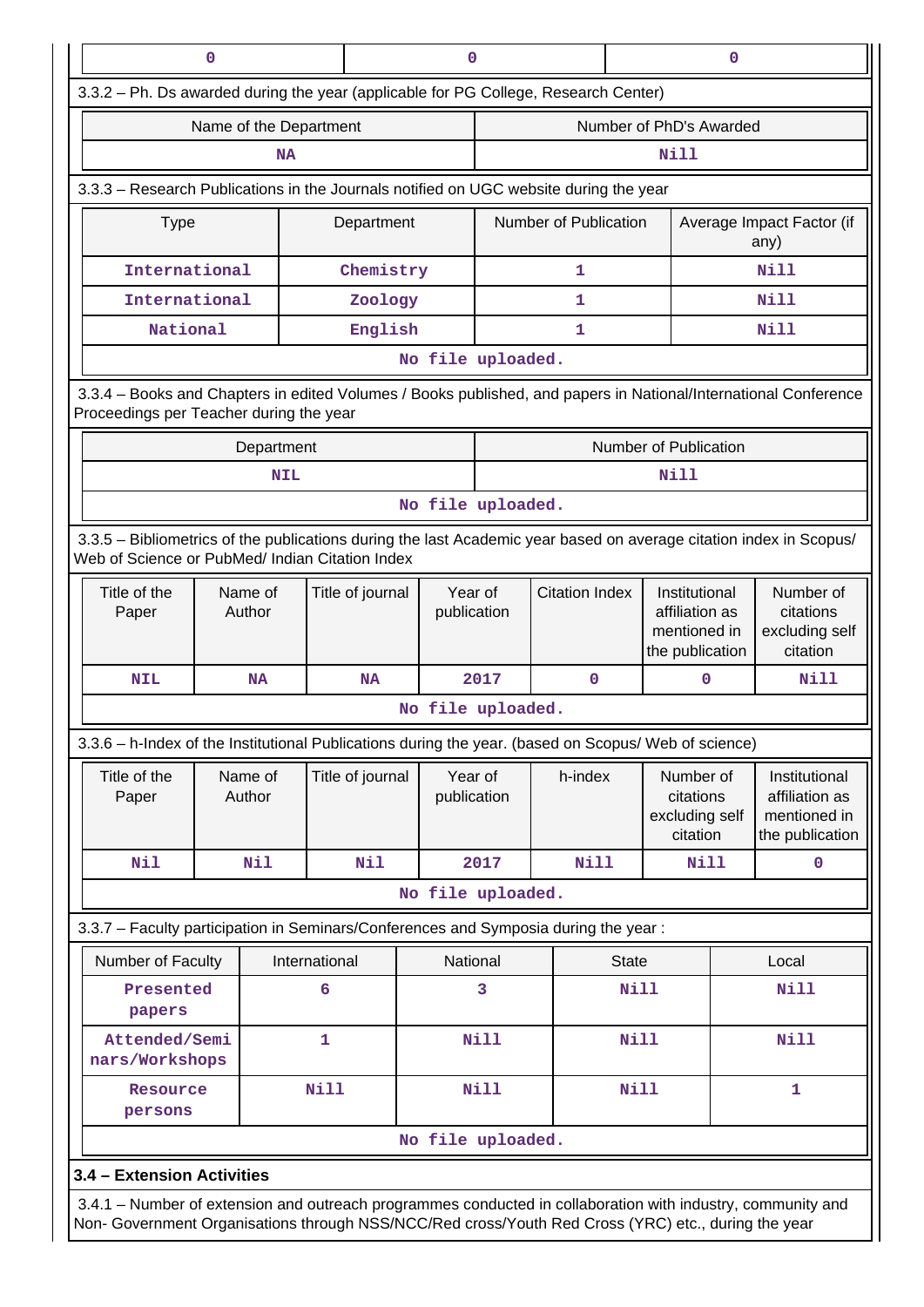| 0 | 0 | 0 |
|---|---|---|

3.3.2 – Ph. Ds awarded during the year (applicable for PG College, Research Center)

| Name of the Department | Number of PhD's Awarded |
|---|---|
| NA | Nill |

3.3.3 – Research Publications in the Journals notified on UGC website during the year

| Type | Department | Number of Publication | Average Impact Factor (if any) |
|---|---|---|---|
| International | Chemistry | 1 | Nill |
| International | Zoology | 1 | Nill |
| National | English | 1 | Nill |
| No file uploaded. | | | |

3.3.4 – Books and Chapters in edited Volumes / Books published, and papers in National/International Conference Proceedings per Teacher during the year

| Department | Number of Publication |
|---|---|
| NIL | Nill |
| No file uploaded. | |

3.3.5 – Bibliometrics of the publications during the last Academic year based on average citation index in Scopus/ Web of Science or PubMed/ Indian Citation Index

| Title of the Paper | Name of Author | Title of journal | Year of publication | Citation Index | Institutional affiliation as mentioned in the publication | Number of citations excluding self citation |
|---|---|---|---|---|---|---|
| NIL | NA | NA | 2017 | 0 | 0 | Nill |
| No file uploaded. | | | | | | |

3.3.6 – h-Index of the Institutional Publications during the year. (based on Scopus/ Web of science)

| Title of the Paper | Name of Author | Title of journal | Year of publication | h-index | Number of citations excluding self citation | Institutional affiliation as mentioned in the publication |
|---|---|---|---|---|---|---|
| Nil | Nil | Nil | 2017 | Nill | Nill | 0 |
| No file uploaded. | | | | | | |

3.3.7 – Faculty participation in Seminars/Conferences and Symposia during the year :

| Number of Faculty | International | National | State | Local |
|---|---|---|---|---|
| Presented papers | 6 | 3 | Nill | Nill |
| Attended/Seminars/Workshops | 1 | Nill | Nill | Nill |
| Resource persons | Nill | Nill | Nill | 1 |
| No file uploaded. | | | | |

**3.4 – Extension Activities**

3.4.1 – Number of extension and outreach programmes conducted in collaboration with industry, community and Non- Government Organisations through NSS/NCC/Red cross/Youth Red Cross (YRC) etc., during the year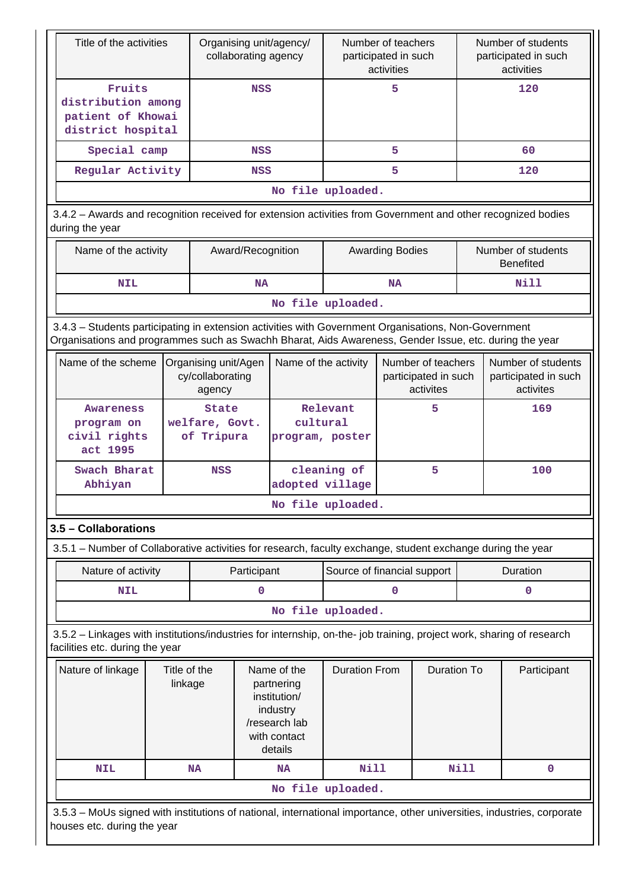| Title of the activities | Organising unit/agency/ collaborating agency | Number of teachers participated in such activities | Number of students participated in such activities |
|---|---|---|---|
| Fruits distribution among patient of Khowai district hospital | NSS | 5 | 120 |
| Special camp | NSS | 5 | 60 |
| Regular Activity | NSS | 5 | 120 |
| No file uploaded. | | | |

3.4.2 – Awards and recognition received for extension activities from Government and other recognized bodies during the year

| Name of the activity | Award/Recognition | Awarding Bodies | Number of students Benefited |
|---|---|---|---|
| NIL | NA | NA | Nill |
| No file uploaded. | | | |

3.4.3 – Students participating in extension activities with Government Organisations, Non-Government Organisations and programmes such as Swachh Bharat, Aids Awareness, Gender Issue, etc. during the year

| Name of the scheme | Organising unit/Agency/collaborating agency | Name of the activity | Number of teachers participated in such activites | Number of students participated in such activites |
|---|---|---|---|---|
| Awareness program on civil rights act 1995 | State welfare, Govt. of Tripura | Relevant cultural program, poster | 5 | 169 |
| Swach Bharat Abhiyan | NSS | cleaning of adopted village | 5 | 100 |
| No file uploaded. | | | | |

### 3.5 – Collaborations

3.5.1 – Number of Collaborative activities for research, faculty exchange, student exchange during the year

| Nature of activity | Participant | Source of financial support | Duration |
|---|---|---|---|
| NIL | 0 | 0 | 0 |
| No file uploaded. | | | |

3.5.2 – Linkages with institutions/industries for internship, on-the- job training, project work, sharing of research facilities etc. during the year

| Nature of linkage | Title of the linkage | Name of the partnering institution/ industry /research lab with contact details | Duration From | Duration To | Participant |
|---|---|---|---|---|---|
| NIL | NA | NA | Nill | Nill | 0 |
| No file uploaded. | | | | | |

3.5.3 – MoUs signed with institutions of national, international importance, other universities, industries, corporate houses etc. during the year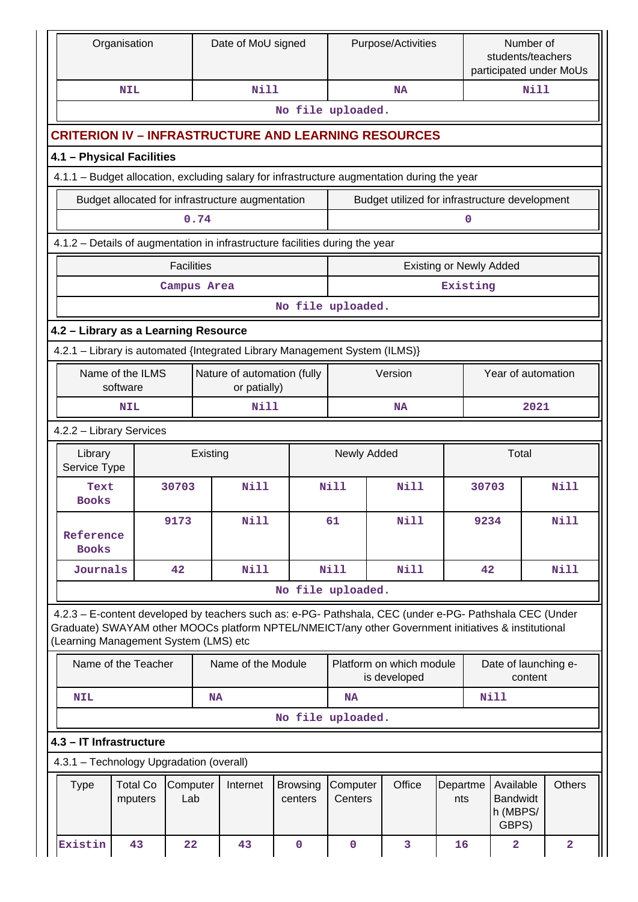| Organisation | Date of MoU signed | Purpose/Activities | Number of students/teachers participated under MoUs |
|---|---|---|---|
| NIL | Nill | NA | Nill |
| No file uploaded. | | | |

## CRITERION IV – INFRASTRUCTURE AND LEARNING RESOURCES

### 4.1 – Physical Facilities

4.1.1 – Budget allocation, excluding salary for infrastructure augmentation during the year

| Budget allocated for infrastructure augmentation | Budget utilized for infrastructure development |
|---|---|
| 0.74 | 0 |

4.1.2 – Details of augmentation in infrastructure facilities during the year

| Facilities | Existing or Newly Added |
|---|---|
| Campus Area | Existing |
| No file uploaded. | |

### 4.2 – Library as a Learning Resource

4.2.1 – Library is automated {Integrated Library Management System (ILMS)}

| Name of the ILMS software | Nature of automation (fully or patially) | Version | Year of automation |
|---|---|---|---|
| NIL | Nill | NA | 2021 |

4.2.2 – Library Services

| Library Service Type | Existing | | Newly Added | | Total | |
|---|---|---|---|---|---|---|
| Text Books | 30703 | Nill | Nill | Nill | 30703 | Nill |
| Reference Books | 9173 | Nill | 61 | Nill | 9234 | Nill |
| Journals | 42 | Nill | Nill | Nill | 42 | Nill |
| No file uploaded. | | | | | | |

4.2.3 – E-content developed by teachers such as: e-PG- Pathshala, CEC (under e-PG- Pathshala CEC (Under Graduate) SWAYAM other MOOCs platform NPTEL/NMEICT/any other Government initiatives & institutional (Learning Management System (LMS) etc

| Name of the Teacher | Name of the Module | Platform on which module is developed | Date of launching e-content |
|---|---|---|---|
| NIL | NA | NA | Nill |
| No file uploaded. | | | |

### 4.3 – IT Infrastructure

4.3.1 – Technology Upgradation (overall)

| Type | Total Computers | Computer Lab | Internet | Browsing centers | Computer Centers | Office | Departments | Available Bandwidth (MBPS/GBPS) | Others |
|---|---|---|---|---|---|---|---|---|---|
| Existin | 43 | 22 | 43 | 0 | 0 | 3 | 16 | 2 | 2 |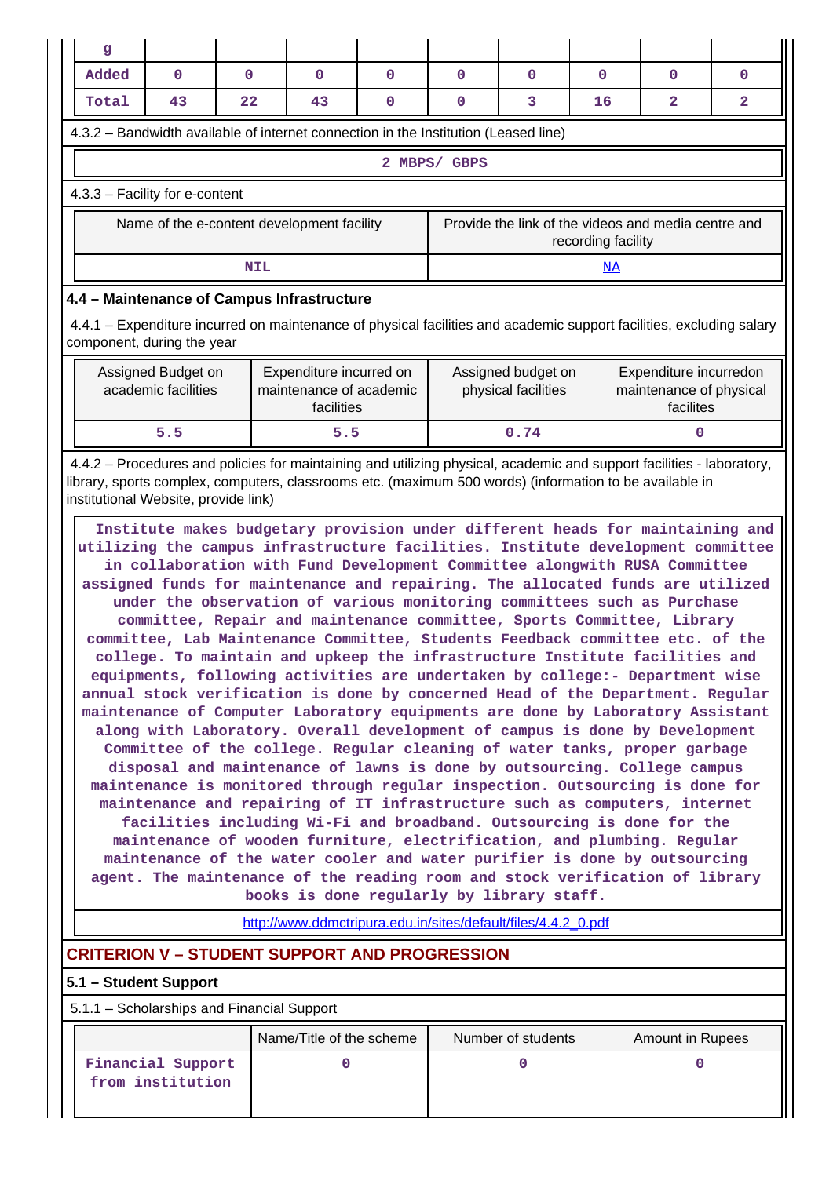| g | | | | | | | | | |
|---|---|---|---|---|---|---|---|---|---|
| Added | 0 | 0 | 0 | 0 | 0 | 0 | 0 | 0 | 0 |
| Total | 43 | 22 | 43 | 0 | 0 | 3 | 16 | 2 | 2 |

4.3.2 – Bandwidth available of internet connection in the Institution (Leased line)

2 MBPS/ GBPS

4.3.3 – Facility for e-content

| Name of the e-content development facility | Provide the link of the videos and media centre and recording facility |
|---|---|
| NIL | NA |

### 4.4 – Maintenance of Campus Infrastructure

4.4.1 – Expenditure incurred on maintenance of physical facilities and academic support facilities, excluding salary component, during the year

| Assigned Budget on academic facilities | Expenditure incurred on maintenance of academic facilities | Assigned budget on physical facilities | Expenditure incurredon maintenance of physical facilites |
|---|---|---|---|
| 5.5 | 5.5 | 0.74 | 0 |

4.4.2 – Procedures and policies for maintaining and utilizing physical, academic and support facilities - laboratory, library, sports complex, computers, classrooms etc. (maximum 500 words) (information to be available in institutional Website, provide link)

Institute makes budgetary provision under different heads for maintaining and utilizing the campus infrastructure facilities. Institute development committee in collaboration with Fund Development Committee alongwith RUSA Committee assigned funds for maintenance and repairing. The allocated funds are utilized under the observation of various monitoring committees such as Purchase committee, Repair and maintenance committee, Sports Committee, Library committee, Lab Maintenance Committee, Students Feedback committee etc. of the college. To maintain and upkeep the infrastructure Institute facilities and equipments, following activities are undertaken by college:- Department wise annual stock verification is done by concerned Head of the Department. Regular maintenance of Computer Laboratory equipments are done by Laboratory Assistant along with Laboratory. Overall development of campus is done by Development Committee of the college. Regular cleaning of water tanks, proper garbage disposal and maintenance of lawns is done by outsourcing. College campus maintenance is monitored through regular inspection. Outsourcing is done for maintenance and repairing of IT infrastructure such as computers, internet facilities including Wi-Fi and broadband. Outsourcing is done for the maintenance of wooden furniture, electrification, and plumbing. Regular maintenance of the water cooler and water purifier is done by outsourcing agent. The maintenance of the reading room and stock verification of library books is done regularly by library staff.

http://www.ddmctripura.edu.in/sites/default/files/4.4.2_0.pdf

## CRITERION V – STUDENT SUPPORT AND PROGRESSION

### 5.1 – Student Support

5.1.1 – Scholarships and Financial Support

| | Name/Title of the scheme | Number of students | Amount in Rupees |
|---|---|---|---|
| Financial Support from institution | 0 | 0 | 0 |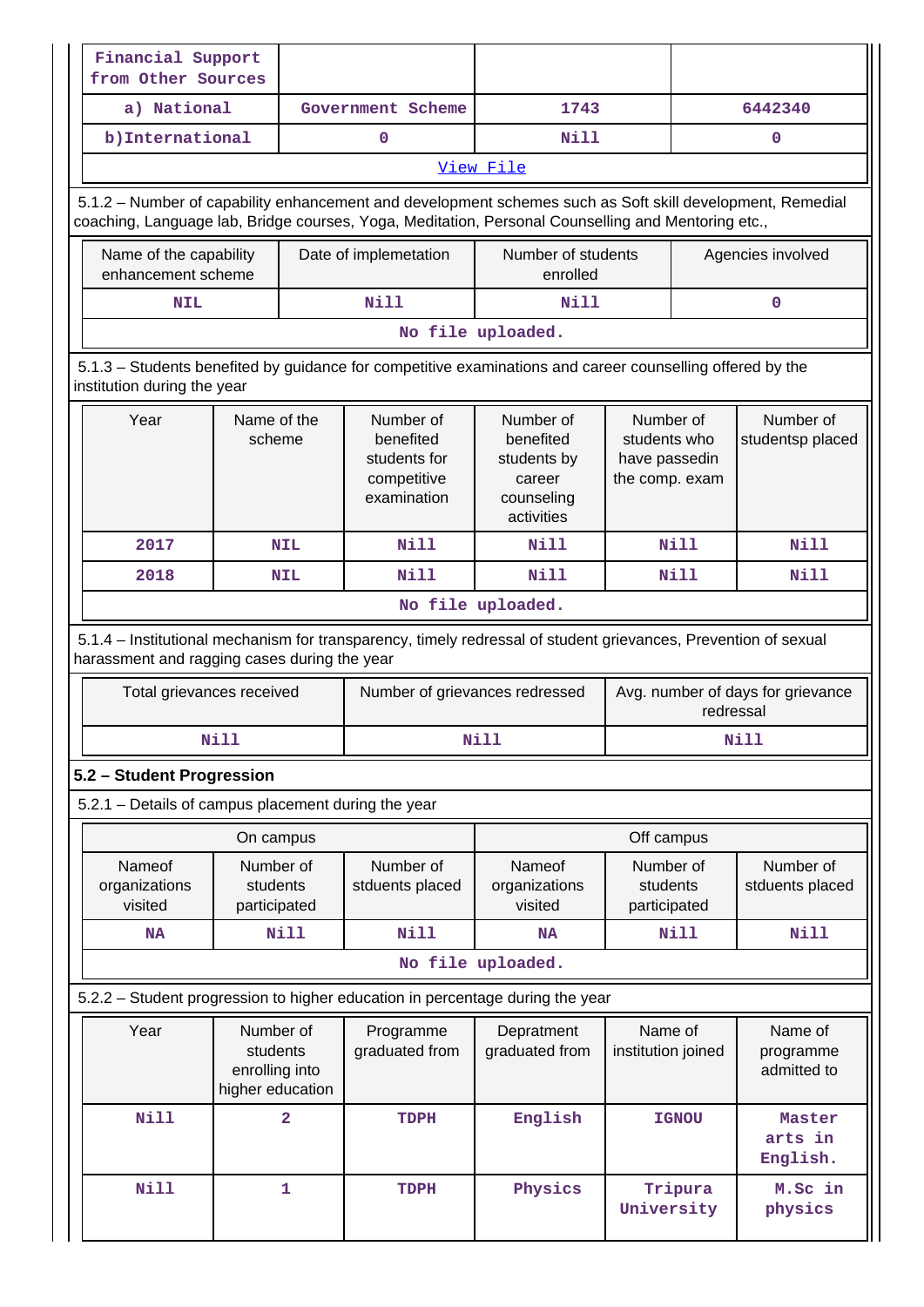| Financial Support from Other Sources | | | |
|---|---|---|---|
| a) National | Government Scheme | 1743 | 6442340 |
| b)International | 0 | Nill | 0 |
| View File | | | |

5.1.2 – Number of capability enhancement and development schemes such as Soft skill development, Remedial coaching, Language lab, Bridge courses, Yoga, Meditation, Personal Counselling and Mentoring etc.,

| Name of the capability enhancement scheme | Date of implemetation | Number of students enrolled | Agencies involved |
|---|---|---|---|
| NIL | Nill | Nill | 0 |
| No file uploaded. | | | |

5.1.3 – Students benefited by guidance for competitive examinations and career counselling offered by the institution during the year

| Year | Name of the scheme | Number of benefited students for competitive examination | Number of benefited students by career counseling activities | Number of students who have passedin the comp. exam | Number of studentsp placed |
|---|---|---|---|---|---|
| 2017 | NIL | Nill | Nill | Nill | Nill |
| 2018 | NIL | Nill | Nill | Nill | Nill |
| No file uploaded. | | | | | |

5.1.4 – Institutional mechanism for transparency, timely redressal of student grievances, Prevention of sexual harassment and ragging cases during the year

| Total grievances received | Number of grievances redressed | Avg. number of days for grievance redressal |
|---|---|---|
| Nill | Nill | Nill |

**5.2 – Student Progression**

5.2.1 – Details of campus placement during the year

| On campus | | | Off campus | | |
|---|---|---|---|---|---|
| Nameof organizations visited | Number of students participated | Number of stduents placed | Nameof organizations visited | Number of students participated | Number of stduents placed |
| NA | Nill | Nill | NA | Nill | Nill |
| No file uploaded. | | | | | |

5.2.2 – Student progression to higher education in percentage during the year

| Year | Number of students enrolling into higher education | Programme graduated from | Depratment graduated from | Name of institution joined | Name of programme admitted to |
|---|---|---|---|---|---|
| Nill | 2 | TDPH | English | IGNOU | Master arts in English. |
| Nill | 1 | TDPH | Physics | Tripura University | M.Sc in physics |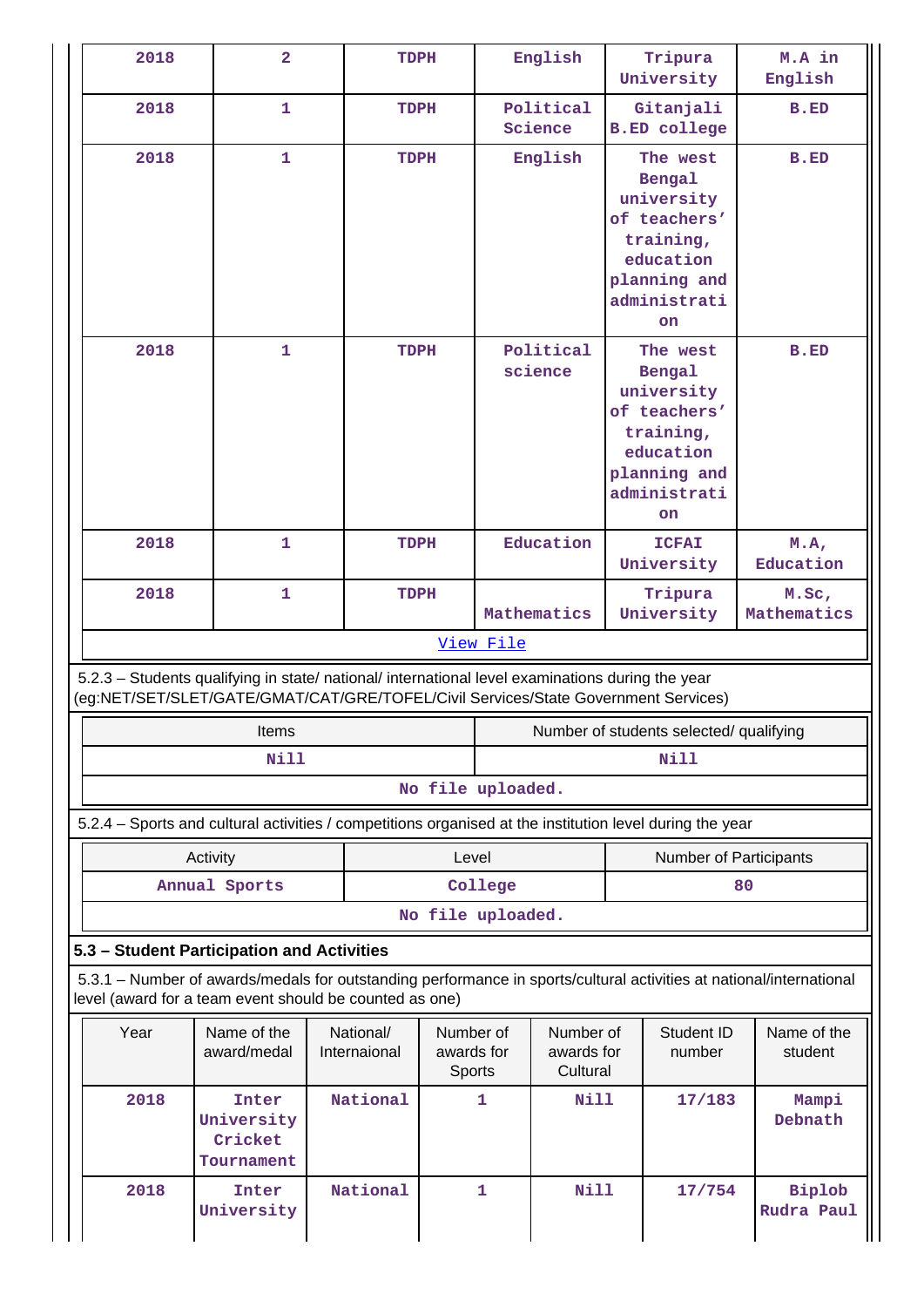| 2018 | 2 | TDPH | English | Tripura University | M.A in English |
|---|---|---|---|---|---|
| 2018 | 1 | TDPH | Political Science | Gitanjali B.ED college | B.ED |
| 2018 | 1 | TDPH | English | The west Bengal university of teachers' training, education planning and administration | B.ED |
| 2018 | 1 | TDPH | Political science | The west Bengal university of teachers' training, education planning and administration | B.ED |
| 2018 | 1 | TDPH | Education | ICFAI University | M.A, Education |
| 2018 | 1 | TDPH | Mathematics | Tripura University | M.Sc, Mathematics |

View File

5.2.3 – Students qualifying in state/ national/ international level examinations during the year (eg:NET/SET/SLET/GATE/GMAT/CAT/GRE/TOFEL/Civil Services/State Government Services)

| Items | Number of students selected/ qualifying |
|---|---|
| Nill | Nill |

No file uploaded.

5.2.4 – Sports and cultural activities / competitions organised at the institution level during the year

| Activity | Level | Number of Participants |
|---|---|---|
| Annual Sports | College | 80 |

No file uploaded.

**5.3 – Student Participation and Activities**

5.3.1 – Number of awards/medals for outstanding performance in sports/cultural activities at national/international level (award for a team event should be counted as one)

| Year | Name of the award/medal | National/ Internaional | Number of awards for Sports | Number of awards for Cultural | Student ID number | Name of the student |
|---|---|---|---|---|---|---|
| 2018 | Inter University Cricket Tournament | National | 1 | Nill | 17/183 | Mampi Debnath |
| 2018 | Inter University | National | 1 | Nill | 17/754 | Biplob Rudra Paul |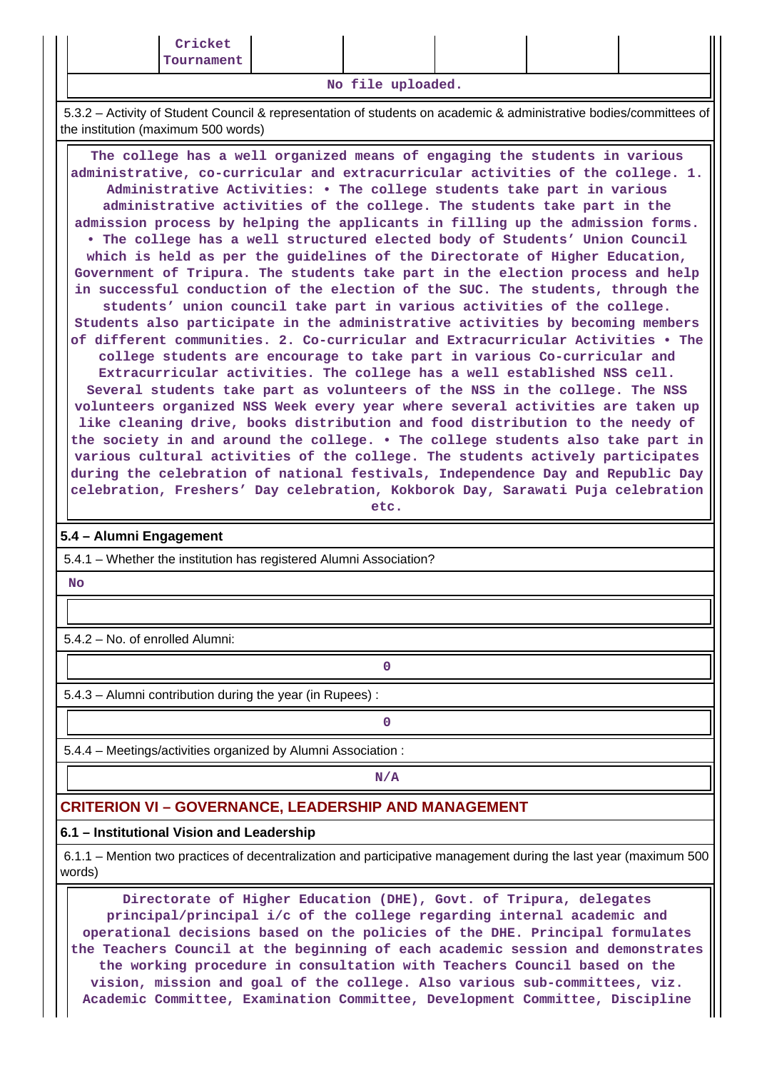| | Cricket Tournament | | | | | |
|---|---|---|---|---|---|---|

No file uploaded.

5.3.2 – Activity of Student Council & representation of students on academic & administrative bodies/committees of the institution (maximum 500 words)

The college has a well organized means of engaging the students in various administrative, co-curricular and extracurricular activities of the college. 1. Administrative Activities: • The college students take part in various administrative activities of the college. The students take part in the admission process by helping the applicants in filling up the admission forms. • The college has a well structured elected body of Students' Union Council which is held as per the guidelines of the Directorate of Higher Education, Government of Tripura. The students take part in the election process and help in successful conduction of the election of the SUC. The students, through the students' union council take part in various activities of the college. Students also participate in the administrative activities by becoming members of different communities. 2. Co-curricular and Extracurricular Activities • The college students are encourage to take part in various Co-curricular and Extracurricular activities. The college has a well established NSS cell. Several students take part as volunteers of the NSS in the college. The NSS volunteers organized NSS Week every year where several activities are taken up like cleaning drive, books distribution and food distribution to the needy of the society in and around the college. • The college students also take part in various cultural activities of the college. The students actively participates during the celebration of national festivals, Independence Day and Republic Day celebration, Freshers' Day celebration, Kokborok Day, Sarawati Puja celebration etc.

**5.4 – Alumni Engagement**

5.4.1 – Whether the institution has registered Alumni Association?

No

5.4.2 – No. of enrolled Alumni:

0

5.4.3 – Alumni contribution during the year (in Rupees) :

0

5.4.4 – Meetings/activities organized by Alumni Association :

N/A

## CRITERION VI – GOVERNANCE, LEADERSHIP AND MANAGEMENT

**6.1 – Institutional Vision and Leadership**

6.1.1 – Mention two practices of decentralization and participative management during the last year (maximum 500 words)

Directorate of Higher Education (DHE), Govt. of Tripura, delegates principal/principal i/c of the college regarding internal academic and operational decisions based on the policies of the DHE. Principal formulates the Teachers Council at the beginning of each academic session and demonstrates the working procedure in consultation with Teachers Council based on the vision, mission and goal of the college. Also various sub-committees, viz. Academic Committee, Examination Committee, Development Committee, Discipline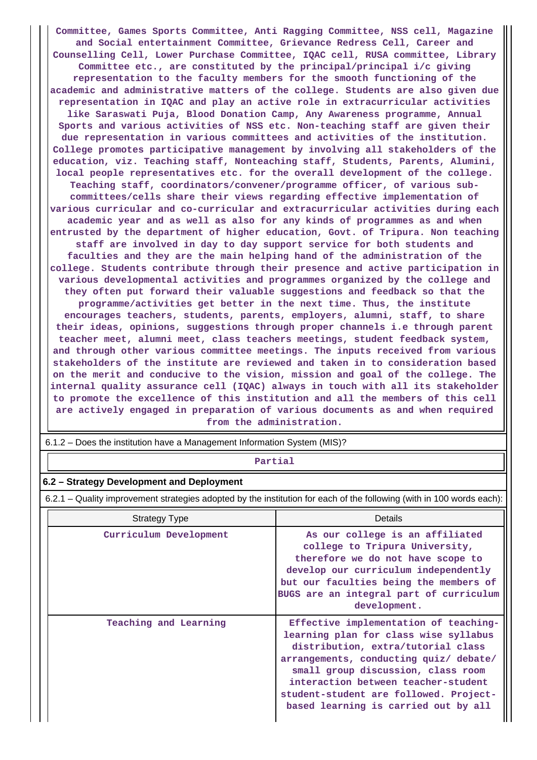Committee, Games Sports Committee, Anti Ragging Committee, NSS cell, Magazine and Social entertainment Committee, Grievance Redress Cell, Career and Counselling Cell, Lower Purchase Committee, IQAC cell, RUSA committee, Library Committee etc., are constituted by the principal/principal i/c giving representation to the faculty members for the smooth functioning of the academic and administrative matters of the college. Students are also given due representation in IQAC and play an active role in extracurricular activities like Saraswati Puja, Blood Donation Camp, Any Awareness programme, Annual Sports and various activities of NSS etc. Non-teaching staff are given their due representation in various committees and activities of the institution. College promotes participative management by involving all stakeholders of the education, viz. Teaching staff, Nonteaching staff, Students, Parents, Alumini, local people representatives etc. for the overall development of the college. Teaching staff, coordinators/convener/programme officer, of various sub-committees/cells share their views regarding effective implementation of various curricular and co-curricular and extracurricular activities during each academic year and as well as also for any kinds of programmes as and when entrusted by the department of higher education, Govt. of Tripura. Non teaching staff are involved in day to day support service for both students and faculties and they are the main helping hand of the administration of the college. Students contribute through their presence and active participation in various developmental activities and programmes organized by the college and they often put forward their valuable suggestions and feedback so that the programme/activities get better in the next time. Thus, the institute encourages teachers, students, parents, employers, alumni, staff, to share their ideas, opinions, suggestions through proper channels i.e through parent teacher meet, alumni meet, class teachers meetings, student feedback system, and through other various committee meetings. The inputs received from various stakeholders of the institute are reviewed and taken in to consideration based on the merit and conducive to the vision, mission and goal of the college. The internal quality assurance cell (IQAC) always in touch with all its stakeholder to promote the excellence of this institution and all the members of this cell are actively engaged in preparation of various documents as and when required from the administration.

6.1.2 – Does the institution have a Management Information System (MIS)?

Partial

## 6.2 – Strategy Development and Deployment

6.2.1 – Quality improvement strategies adopted by the institution for each of the following (with in 100 words each):

| Strategy Type | Details |
|---|---|
| Curriculum Development | As our college is an affiliated college to Tripura University, therefore we do not have scope to develop our curriculum independently but our faculties being the members of BUGS are an integral part of curriculum development. |
| Teaching and Learning | Effective implementation of teaching-learning plan for class wise syllabus distribution, extra/tutorial class arrangements, conducting quiz/ debate/ small group discussion, class room interaction between teacher-student student-student are followed. Project-based learning is carried out by all |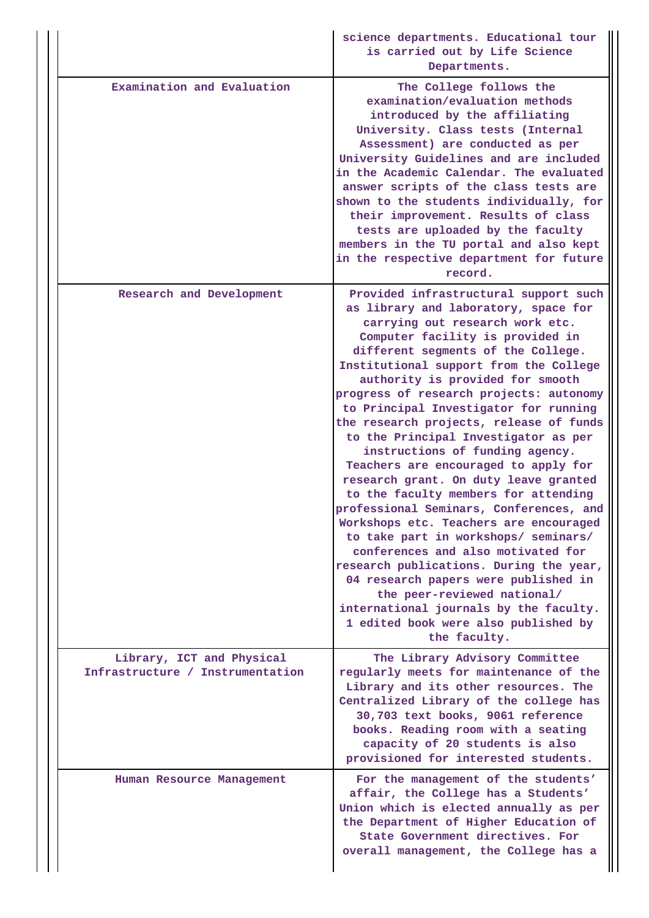| | |
|---|---|
| | science departments. Educational tour is carried out by Life Science Departments. |
| Examination and Evaluation | The College follows the examination/evaluation methods introduced by the affiliating University. Class tests (Internal Assessment) are conducted as per University Guidelines and are included in the Academic Calendar. The evaluated answer scripts of the class tests are shown to the students individually, for their improvement. Results of class tests are uploaded by the faculty members in the TU portal and also kept in the respective department for future record. |
| Research and Development | Provided infrastructural support such as library and laboratory, space for carrying out research work etc. Computer facility is provided in different segments of the College. Institutional support from the College authority is provided for smooth progress of research projects: autonomy to Principal Investigator for running the research projects, release of funds to the Principal Investigator as per instructions of funding agency. Teachers are encouraged to apply for research grant. On duty leave granted to the faculty members for attending professional Seminars, Conferences, and Workshops etc. Teachers are encouraged to take part in workshops/ seminars/ conferences and also motivated for research publications. During the year, 04 research papers were published in the peer-reviewed national/ international journals by the faculty. 1 edited book were also published by the faculty. |
| Library, ICT and Physical Infrastructure / Instrumentation | The Library Advisory Committee regularly meets for maintenance of the Library and its other resources. The Centralized Library of the college has 30,703 text books, 9061 reference books. Reading room with a seating capacity of 20 students is also provisioned for interested students. |
| Human Resource Management | For the management of the students' affair, the College has a Students' Union which is elected annually as per the Department of Higher Education of State Government directives. For overall management, the College has a |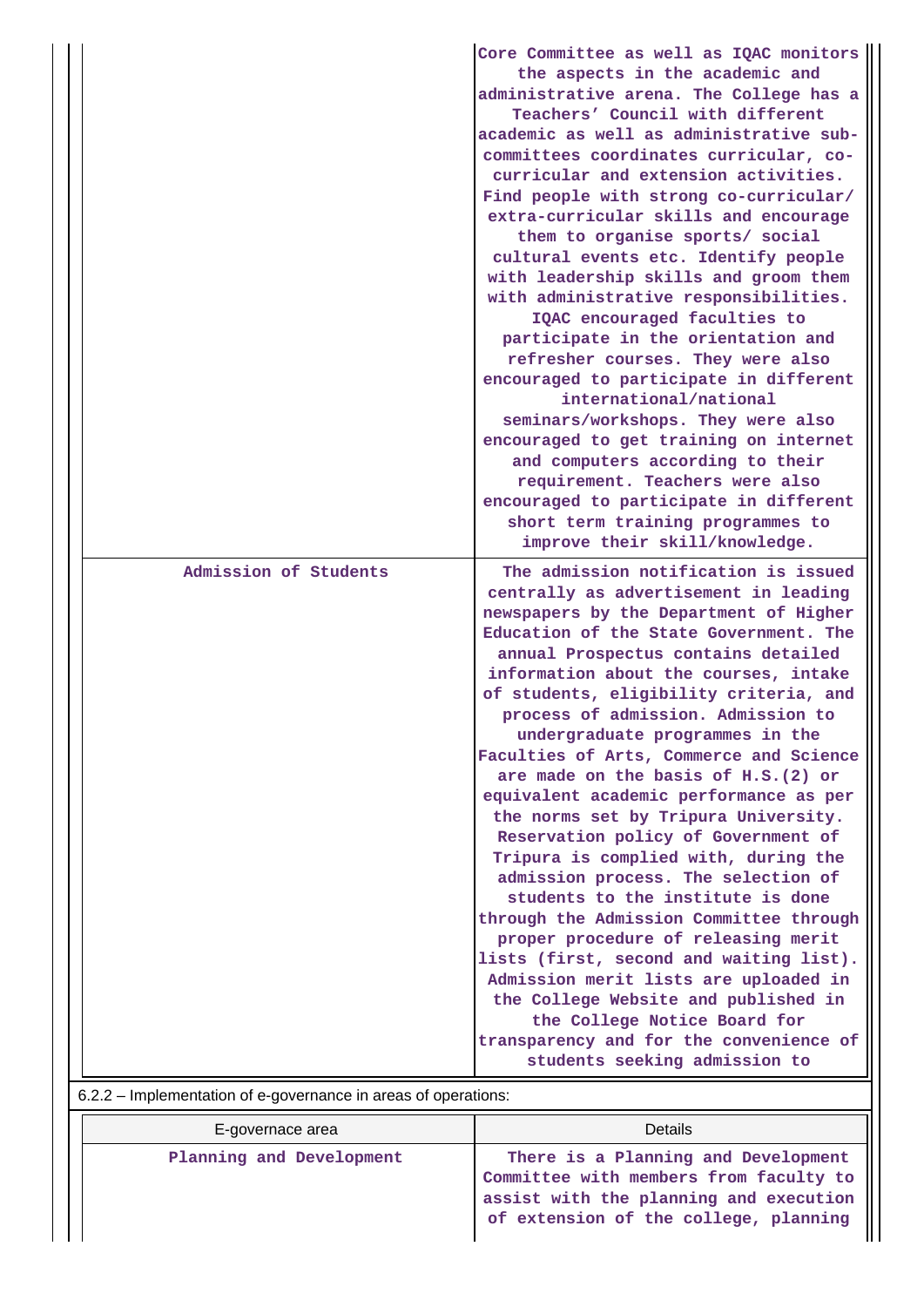| | |
|---|---|
| | Core Committee as well as IQAC monitors the aspects in the academic and administrative arena. The College has a Teachers' Council with different academic as well as administrative sub-committees coordinates curricular, co-curricular and extension activities. Find people with strong co-curricular/ extra-curricular skills and encourage them to organise sports/ social cultural events etc. Identify people with leadership skills and groom them with administrative responsibilities. IQAC encouraged faculties to participate in the orientation and refresher courses. They were also encouraged to participate in different international/national seminars/workshops. They were also encouraged to get training on internet and computers according to their requirement. Teachers were also encouraged to participate in different short term training programmes to improve their skill/knowledge. |
| Admission of Students | The admission notification is issued centrally as advertisement in leading newspapers by the Department of Higher Education of the State Government. The annual Prospectus contains detailed information about the courses, intake of students, eligibility criteria, and process of admission. Admission to undergraduate programmes in the Faculties of Arts, Commerce and Science are made on the basis of H.S.(2) or equivalent academic performance as per the norms set by Tripura University. Reservation policy of Government of Tripura is complied with, during the admission process. The selection of students to the institute is done through the Admission Committee through proper procedure of releasing merit lists (first, second and waiting list). Admission merit lists are uploaded in the College Website and published in the College Notice Board for transparency and for the convenience of students seeking admission to |

6.2.2 – Implementation of e-governance in areas of operations:

| E-governace area | Details |
|---|---|
| Planning and Development | There is a Planning and Development Committee with members from faculty to assist with the planning and execution of extension of the college, planning |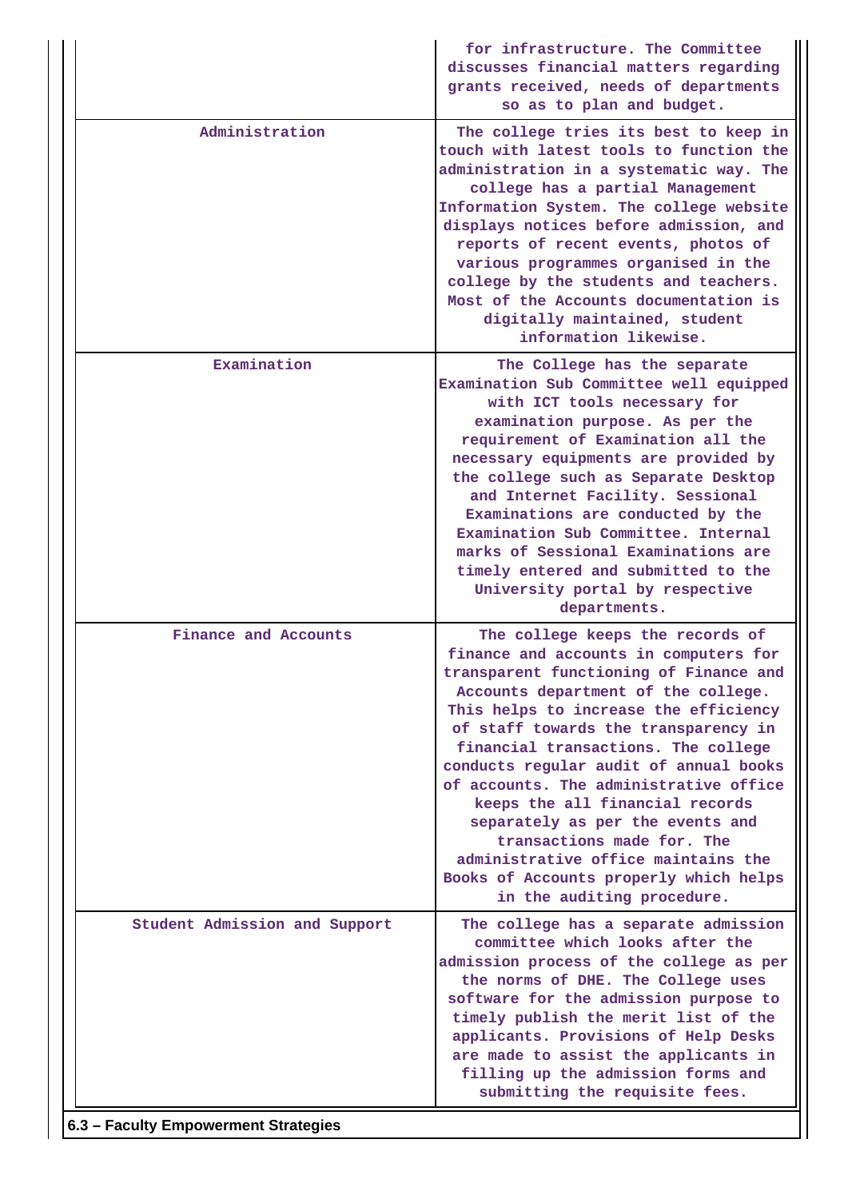| | |
|---|---|
| | for infrastructure. The Committee discusses financial matters regarding grants received, needs of departments so as to plan and budget. |
| Administration | The college tries its best to keep in touch with latest tools to function the administration in a systematic way. The college has a partial Management Information System. The college website displays notices before admission, and reports of recent events, photos of various programmes organised in the college by the students and teachers. Most of the Accounts documentation is digitally maintained, student information likewise. |
| Examination | The College has the separate Examination Sub Committee well equipped with ICT tools necessary for examination purpose. As per the requirement of Examination all the necessary equipments are provided by the college such as Separate Desktop and Internet Facility. Sessional Examinations are conducted by the Examination Sub Committee. Internal marks of Sessional Examinations are timely entered and submitted to the University portal by respective departments. |
| Finance and Accounts | The college keeps the records of finance and accounts in computers for transparent functioning of Finance and Accounts department of the college. This helps to increase the efficiency of staff towards the transparency in financial transactions. The college conducts regular audit of annual books of accounts. The administrative office keeps the all financial records separately as per the events and transactions made for. The administrative office maintains the Books of Accounts properly which helps in the auditing procedure. |
| Student Admission and Support | The college has a separate admission committee which looks after the admission process of the college as per the norms of DHE. The College uses software for the admission purpose to timely publish the merit list of the applicants. Provisions of Help Desks are made to assist the applicants in filling up the admission forms and submitting the requisite fees. |

**6.3 – Faculty Empowerment Strategies**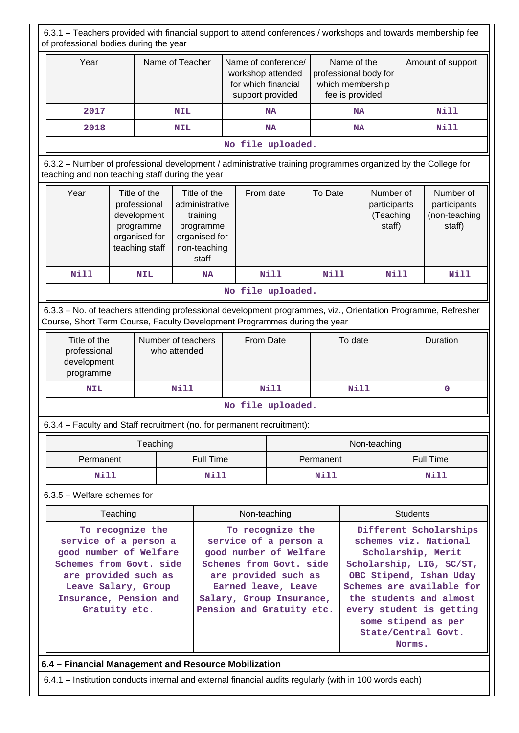6.3.1 – Teachers provided with financial support to attend conferences / workshops and towards membership fee of professional bodies during the year

| Year | Name of Teacher | Name of conference/ workshop attended for which financial support provided | Name of the professional body for which membership fee is provided | Amount of support |
|---|---|---|---|---|
| 2017 | NIL | NA | NA | Nill |
| 2018 | NIL | NA | NA | Nill |

No file uploaded.

6.3.2 – Number of professional development / administrative training programmes organized by the College for teaching and non teaching staff during the year

| Year | Title of the professional development programme organised for teaching staff | Title of the administrative training programme organised for non-teaching staff | From date | To Date | Number of participants (Teaching staff) | Number of participants (non-teaching staff) |
|---|---|---|---|---|---|---|
| Nill | NIL | NA | Nill | Nill | Nill | Nill |

No file uploaded.

6.3.3 – No. of teachers attending professional development programmes, viz., Orientation Programme, Refresher Course, Short Term Course, Faculty Development Programmes during the year

| Title of the professional development programme | Number of teachers who attended | From Date | To date | Duration |
|---|---|---|---|---|
| NIL | Nill | Nill | Nill | 0 |

No file uploaded.

6.3.4 – Faculty and Staff recruitment (no. for permanent recruitment):

| Teaching | | Non-teaching | |
|---|---|---|---|
| Permanent | Full Time | Permanent | Full Time |
| Nill | Nill | Nill | Nill |

6.3.5 – Welfare schemes for

| Teaching | Non-teaching | Students |
|---|---|---|
| To recognize the service of a person a good number of Welfare Schemes from Govt. side are provided such as Leave Salary, Group Insurance, Pension and Gratuity etc. | To recognize the service of a person a good number of Welfare Schemes from Govt. side are provided such as Earned leave, Leave Salary, Group Insurance, Pension and Gratuity etc. | Different Scholarships schemes viz. National Scholarship, Merit Scholarship, LIG, SC/ST, OBC Stipend, Ishan Uday Schemes are available for the students and almost every student is getting some stipend as per State/Central Govt. Norms. |

**6.4 – Financial Management and Resource Mobilization**

6.4.1 – Institution conducts internal and external financial audits regularly (with in 100 words each)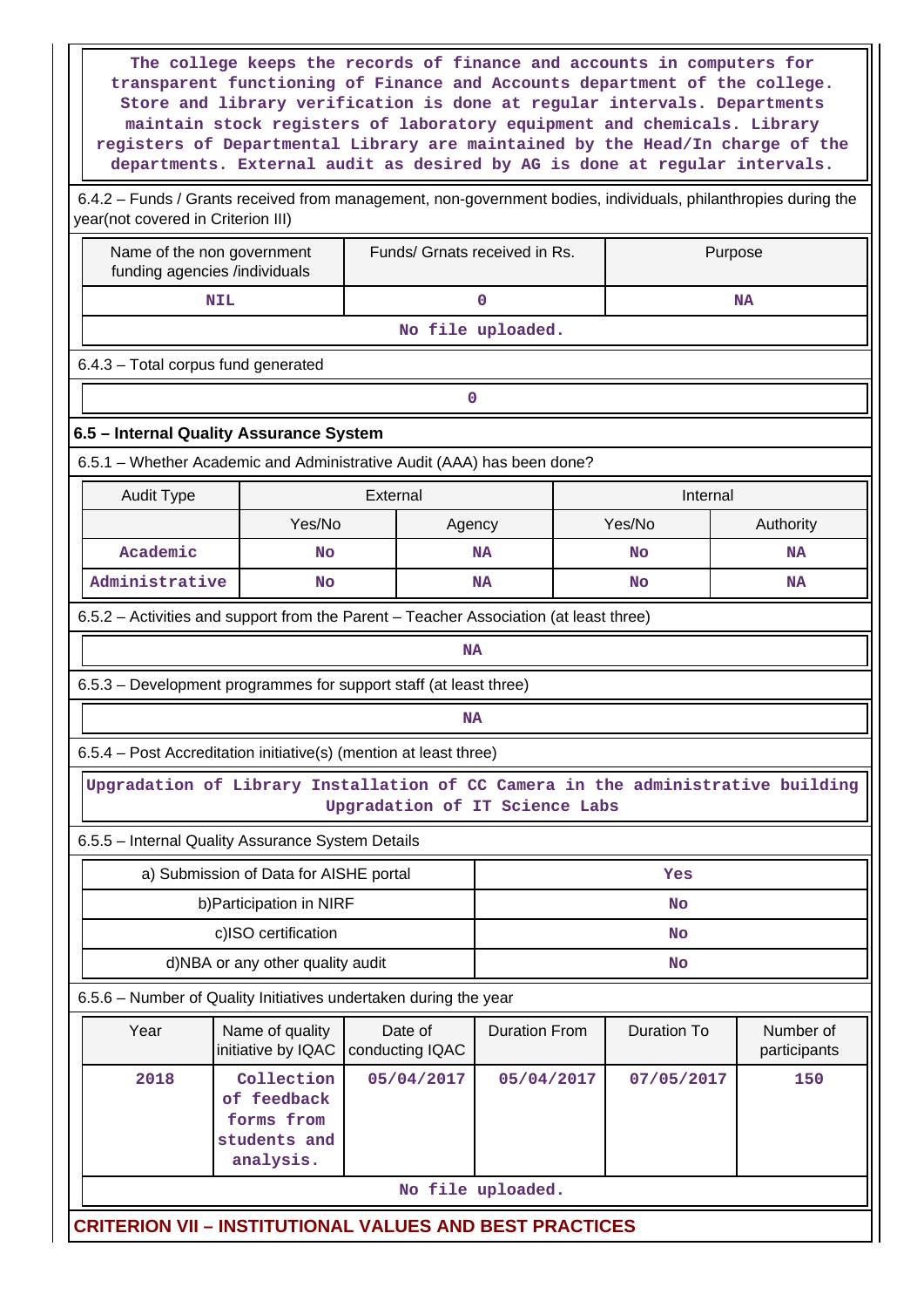The college keeps the records of finance and accounts in computers for transparent functioning of Finance and Accounts department of the college. Store and library verification is done at regular intervals. Departments maintain stock registers of laboratory equipment and chemicals. Library registers of Departmental Library are maintained by the Head/In charge of the departments. External audit as desired by AG is done at regular intervals.

6.4.2 – Funds / Grants received from management, non-government bodies, individuals, philanthropies during the year(not covered in Criterion III)

| Name of the non government funding agencies /individuals | Funds/ Grnats received in Rs. | Purpose |
|---|---|---|
| NIL | 0 | NA |
| No file uploaded. | | |

6.4.3 – Total corpus fund generated

0

## 6.5 – Internal Quality Assurance System

6.5.1 – Whether Academic and Administrative Audit (AAA) has been done?

| Audit Type | External | | Internal | |
|---|---|---|---|---|
| | Yes/No | Agency | Yes/No | Authority |
| Academic | No | NA | No | NA |
| Administrative | No | NA | No | NA |

6.5.2 – Activities and support from the Parent – Teacher Association (at least three)

NA

6.5.3 – Development programmes for support staff (at least three)

NA

6.5.4 – Post Accreditation initiative(s) (mention at least three)

Upgradation of Library Installation of CC Camera in the administrative building Upgradation of IT Science Labs

6.5.5 – Internal Quality Assurance System Details

| | |
|---|---|
| a) Submission of Data for AISHE portal | Yes |
| b)Participation in NIRF | No |
| c)ISO certification | No |
| d)NBA or any other quality audit | No |

6.5.6 – Number of Quality Initiatives undertaken during the year

| Year | Name of quality initiative by IQAC | Date of conducting IQAC | Duration From | Duration To | Number of participants |
|---|---|---|---|---|---|
| 2018 | Collection of feedback forms from students and analysis. | 05/04/2017 | 05/04/2017 | 07/05/2017 | 150 |
| No file uploaded. | | | | | |

# CRITERION VII – INSTITUTIONAL VALUES AND BEST PRACTICES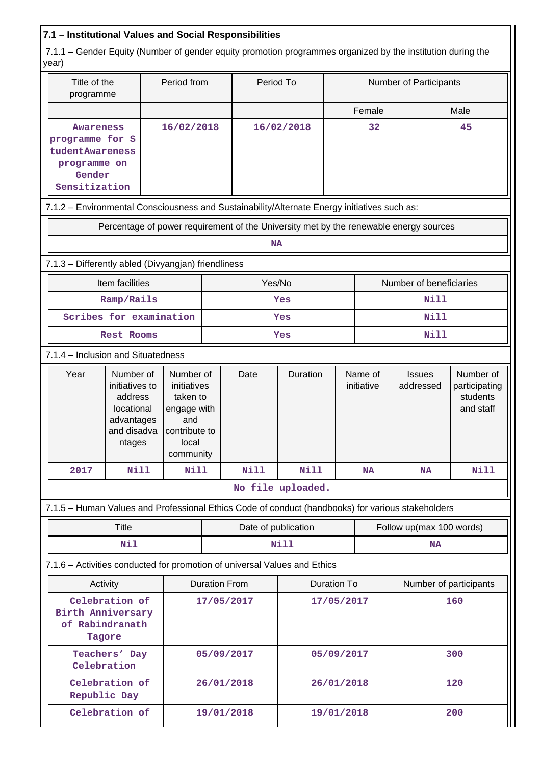### 7.1 – Institutional Values and Social Responsibilities

7.1.1 – Gender Equity (Number of gender equity promotion programmes organized by the institution during the year)

| Title of the programme | Period from | Period To | Number of Participants | |
|---|---|---|---|---|
| | | | Female | Male |
| Awareness programme for StudentAwareness programme on Gender Sensitization | 16/02/2018 | 16/02/2018 | 32 | 45 |

7.1.2 – Environmental Consciousness and Sustainability/Alternate Energy initiatives such as:

| Percentage of power requirement of the University met by the renewable energy sources |
|---|
| NA |

7.1.3 – Differently abled (Divyangjan) friendliness

| Item facilities | Yes/No | Number of beneficiaries |
|---|---|---|
| Ramp/Rails | Yes | Nill |
| Scribes for examination | Yes | Nill |
| Rest Rooms | Yes | Nill |

7.1.4 – Inclusion and Situatedness

| Year | Number of initiatives to address locational advantages and disadvantages | Number of initiatives taken to engage with and contribute to local community | Date | Duration | Name of initiative | Issues addressed | Number of participating students and staff |
|---|---|---|---|---|---|---|---|
| 2017 | Nill | Nill | Nill | Nill | NA | NA | Nill |

No file uploaded.

7.1.5 – Human Values and Professional Ethics Code of conduct (handbooks) for various stakeholders

| Title | Date of publication | Follow up(max 100 words) |
|---|---|---|
| Nil | Nill | NA |

7.1.6 – Activities conducted for promotion of universal Values and Ethics

| Activity | Duration From | Duration To | Number of participants |
|---|---|---|---|
| Celebration of Birth Anniversary of Rabindranath Tagore | 17/05/2017 | 17/05/2017 | 160 |
| Teachers' Day Celebration | 05/09/2017 | 05/09/2017 | 300 |
| Celebration of Republic Day | 26/01/2018 | 26/01/2018 | 120 |
| Celebration of | 19/01/2018 | 19/01/2018 | 200 |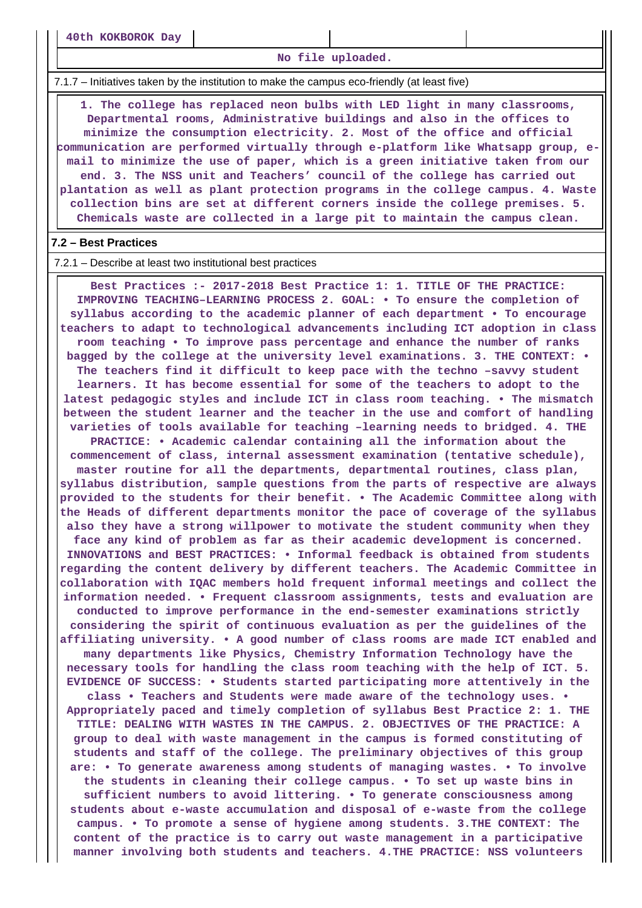| 40th KOKBOROK Day | | | |
|---|---|---|---|

No file uploaded.

7.1.7 – Initiatives taken by the institution to make the campus eco-friendly (at least five)

**1. The college has replaced neon bulbs with LED light in many classrooms, Departmental rooms, Administrative buildings and also in the offices to minimize the consumption electricity. 2. Most of the office and official communication are performed virtually through e-platform like Whatsapp group, e-mail to minimize the use of paper, which is a green initiative taken from our end. 3. The NSS unit and Teachers' council of the college has carried out plantation as well as plant protection programs in the college campus. 4. Waste collection bins are set at different corners inside the college premises. 5. Chemicals waste are collected in a large pit to maintain the campus clean.**

## 7.2 – Best Practices

7.2.1 – Describe at least two institutional best practices

**Best Practices :- 2017-2018 Best Practice 1: 1. TITLE OF THE PRACTICE: IMPROVING TEACHING–LEARNING PROCESS 2. GOAL: • To ensure the completion of syllabus according to the academic planner of each department • To encourage teachers to adapt to technological advancements including ICT adoption in class room teaching • To improve pass percentage and enhance the number of ranks bagged by the college at the university level examinations. 3. THE CONTEXT: • The teachers find it difficult to keep pace with the techno –savvy student learners. It has become essential for some of the teachers to adopt to the latest pedagogic styles and include ICT in class room teaching. • The mismatch between the student learner and the teacher in the use and comfort of handling varieties of tools available for teaching –learning needs to bridged. 4. THE PRACTICE: • Academic calendar containing all the information about the commencement of class, internal assessment examination (tentative schedule), master routine for all the departments, departmental routines, class plan, syllabus distribution, sample questions from the parts of respective are always provided to the students for their benefit. • The Academic Committee along with the Heads of different departments monitor the pace of coverage of the syllabus also they have a strong willpower to motivate the student community when they face any kind of problem as far as their academic development is concerned. INNOVATIONS and BEST PRACTICES: • Informal feedback is obtained from students regarding the content delivery by different teachers. The Academic Committee in collaboration with IQAC members hold frequent informal meetings and collect the information needed. • Frequent classroom assignments, tests and evaluation are conducted to improve performance in the end-semester examinations strictly considering the spirit of continuous evaluation as per the guidelines of the affiliating university. • A good number of class rooms are made ICT enabled and many departments like Physics, Chemistry Information Technology have the necessary tools for handling the class room teaching with the help of ICT. 5. EVIDENCE OF SUCCESS: • Students started participating more attentively in the class • Teachers and Students were made aware of the technology uses. • Appropriately paced and timely completion of syllabus Best Practice 2: 1. THE TITLE: DEALING WITH WASTES IN THE CAMPUS. 2. OBJECTIVES OF THE PRACTICE: A group to deal with waste management in the campus is formed constituting of students and staff of the college. The preliminary objectives of this group are: • To generate awareness among students of managing wastes. • To involve the students in cleaning their college campus. • To set up waste bins in sufficient numbers to avoid littering. • To generate consciousness among students about e-waste accumulation and disposal of e-waste from the college campus. • To promote a sense of hygiene among students. 3.THE CONTEXT: The content of the practice is to carry out waste management in a participative manner involving both students and teachers. 4.THE PRACTICE: NSS volunteers**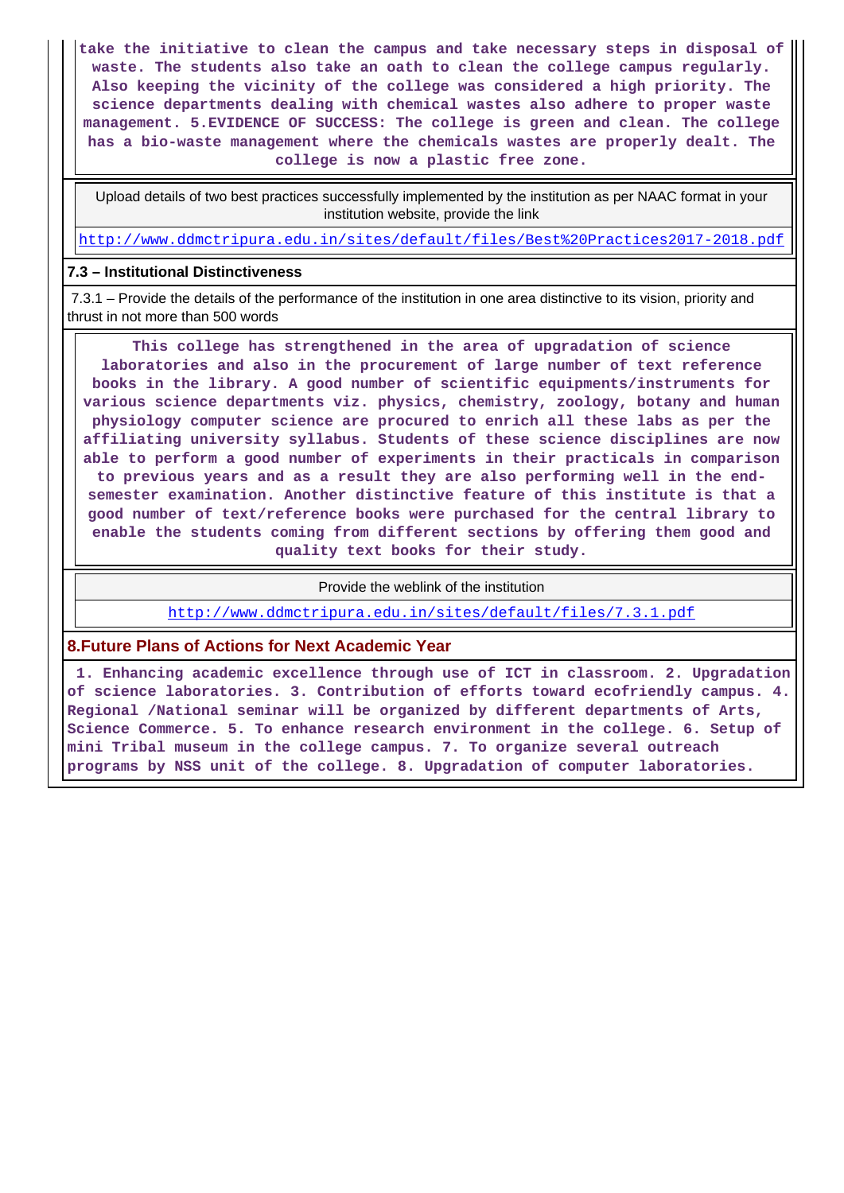take the initiative to clean the campus and take necessary steps in disposal of waste. The students also take an oath to clean the college campus regularly. Also keeping the vicinity of the college was considered a high priority. The science departments dealing with chemical wastes also adhere to proper waste management. 5.EVIDENCE OF SUCCESS: The college is green and clean. The college has a bio-waste management where the chemicals wastes are properly dealt. The college is now a plastic free zone.

| Upload details of two best practices successfully implemented by the institution as per NAAC format in your institution website, provide the link |
| --- |
| http://www.ddmctripura.edu.in/sites/default/files/Best%20Practices2017-2018.pdf |

### 7.3 – Institutional Distinctiveness

7.3.1 – Provide the details of the performance of the institution in one area distinctive to its vision, priority and thrust in not more than 500 words

This college has strengthened in the area of upgradation of science laboratories and also in the procurement of large number of text reference books in the library. A good number of scientific equipments/instruments for various science departments viz. physics, chemistry, zoology, botany and human physiology computer science are procured to enrich all these labs as per the affiliating university syllabus. Students of these science disciplines are now able to perform a good number of experiments in their practicals in comparison to previous years and as a result they are also performing well in the end-semester examination. Another distinctive feature of this institute is that a good number of text/reference books were purchased for the central library to enable the students coming from different sections by offering them good and quality text books for their study.

| Provide the weblink of the institution |
| --- |
| http://www.ddmctripura.edu.in/sites/default/files/7.3.1.pdf |

## 8.Future Plans of Actions for Next Academic Year

1. Enhancing academic excellence through use of ICT in classroom. 2. Upgradation of science laboratories. 3. Contribution of efforts toward ecofriendly campus. 4. Regional /National seminar will be organized by different departments of Arts, Science Commerce. 5. To enhance research environment in the college. 6. Setup of mini Tribal museum in the college campus. 7. To organize several outreach programs by NSS unit of the college. 8. Upgradation of computer laboratories.